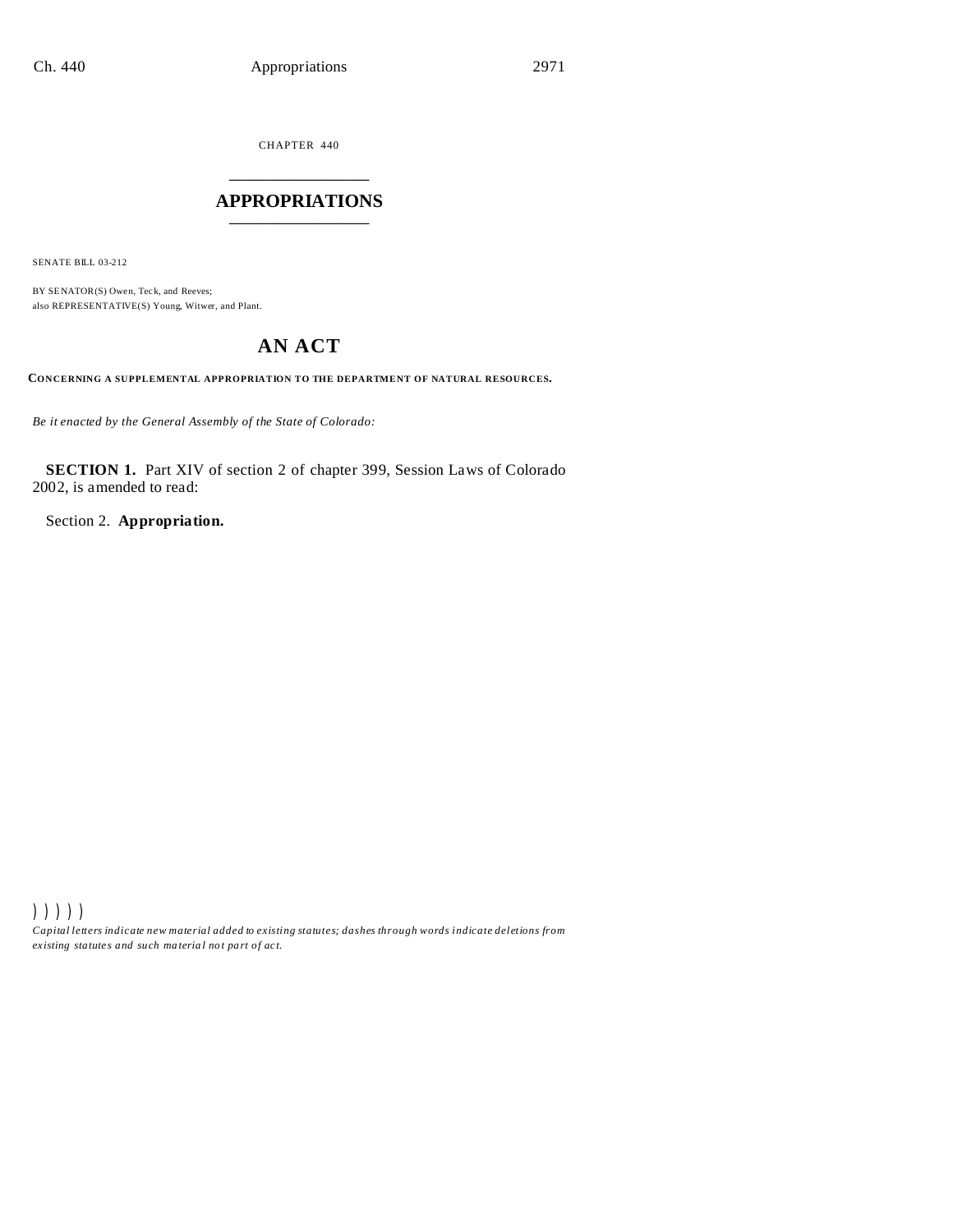CHAPTER 440

# APPROPRIATIONS

SENATE BILL 03-212

BY SENATOR(S) Owen, Teck, and Reeves;
also REPRESENTATIVE(S) Young, Witwer, and Plant.

## AN ACT

**CONCERNING A SUPPLEMENTAL APPROPRIATION TO THE DEPARTMENT OF NATURAL RESOURCES.**

*Be it enacted by the General Assembly of the State of Colorado:*

**SECTION 1.** Part XIV of section 2 of chapter 399, Session Laws of Colorado 2002, is amended to read:

Section 2. **Appropriation.**

) ) ) ) )

*Capital letters indicate new material added to existing statutes; dashes through words indicate deletions from existing statutes and such material not part of act.*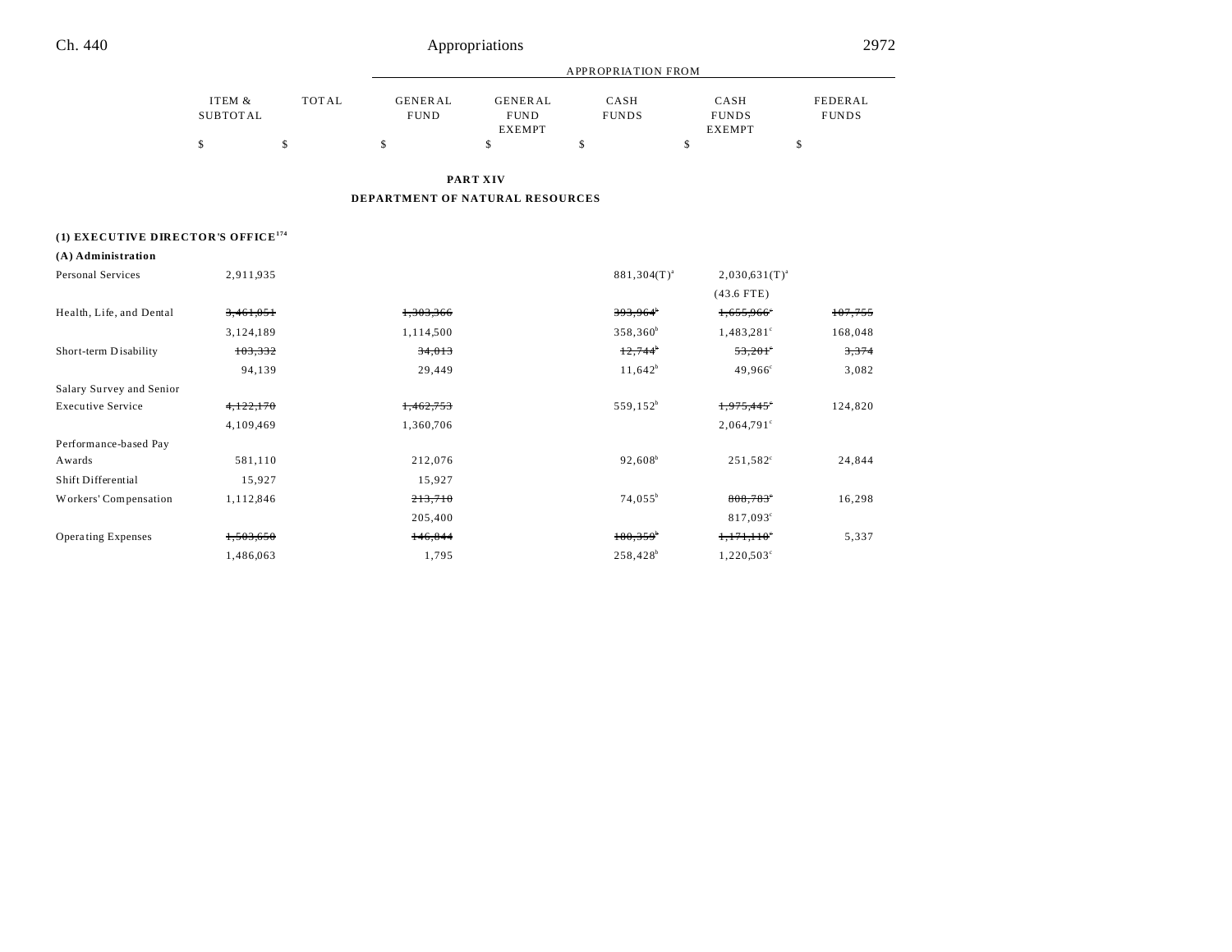| | ITEM & SUBTOTAL | TOTAL | GENERAL FUND | GENERAL FUND EXEMPT | CASH FUNDS | CASH FUNDS EXEMPT | FEDERAL FUNDS |
|---|---|---|---|---|---|---|---|
| | | | APPROPRIATION FROM | | | | |
| | $ | $ | $ | $ | $ | $ | $ |

**PART XIV**

**DEPARTMENT OF NATURAL RESOURCES**

**(1) EXECUTIVE DIRECTOR'S OFFICE[174]**

**(A) Administration**

| | ITEM & SUBTOTAL | TOTAL | GENERAL FUND | GENERAL FUND EXEMPT | CASH FUNDS | CASH FUNDS EXEMPT | FEDERAL FUNDS |
|---|---|---|---|---|---|---|---|
| Personal Services | 2,911,935 | | | | 881,304(T)[a] | 2,030,631(T)[a] | |
| | | | | | | (43.6 FTE) | |
| Health, Life, and Dental | ~~3,461,051~~ | | ~~1,303,366~~ | | ~~393,964~~[b] | ~~1,655,966~~[c] | ~~107,755~~ |
| | 3,124,189 | | 1,114,500 | | 358,360[b] | 1,483,281[c] | 168,048 |
| Short-term Disability | ~~103,332~~ | | ~~34,013~~ | | ~~12,744~~[b] | ~~53,201~~[c] | ~~3,374~~ |
| | 94,139 | | 29,449 | | 11,642[b] | 49,966[c] | 3,082 |
| Salary Survey and Senior Executive Service | ~~4,122,170~~ | | ~~1,462,753~~ | | 559,152[b] | ~~1,975,445~~[c] | 124,820 |
| | 4,109,469 | | 1,360,706 | | | 2,064,791[c] | |
| Performance-based Pay Awards | 581,110 | | 212,076 | | 92,608[b] | 251,582[c] | 24,844 |
| Shift Differential | 15,927 | | 15,927 | | | | |
| Workers' Compensation | 1,112,846 | | ~~213,710~~ | | 74,055[b] | ~~808,783~~[c] | 16,298 |
| | | | 205,400 | | | 817,093[c] | |
| Operating Expenses | ~~1,503,650~~ | | ~~146,844~~ | | ~~180,359~~[b] | ~~1,171,110~~[c] | 5,337 |
| | 1,486,063 | | 1,795 | | 258,428[b] | 1,220,503[c] | |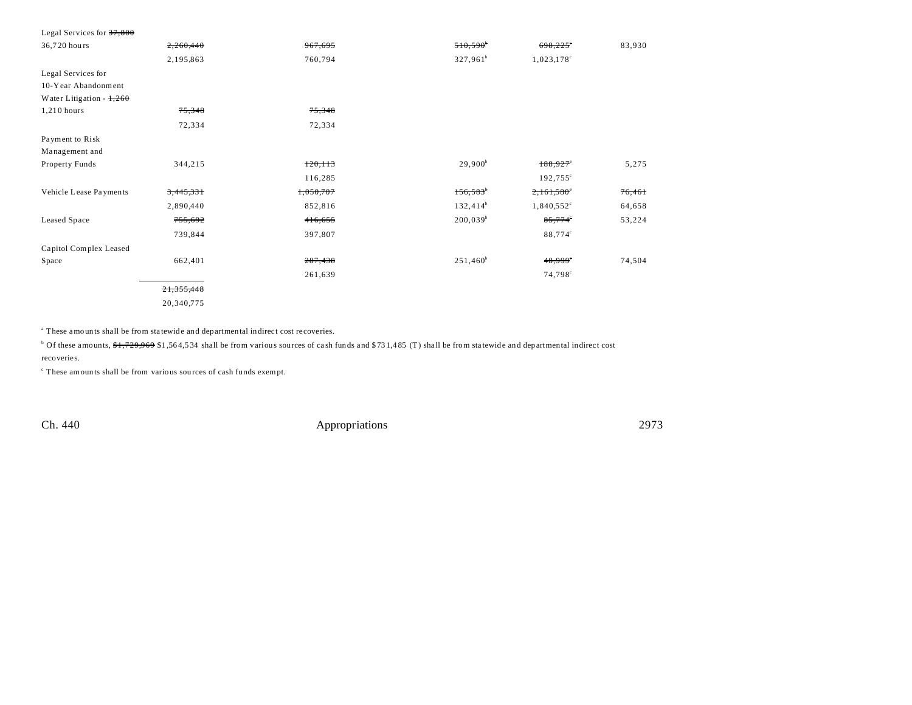| | | | | | |
|---|---|---|---|---|---|
| Legal Services for ~~37,800~~ 36,720 hours | ~~2,260,440~~ | ~~967,695~~ | ~~510,590~~[b] | ~~698,225~~[c] | 83,930 |
| | 2,195,863 | 760,794 | 327,961[b] | 1,023,178[c] | |
| Legal Services for 10-Year Abandonment Water Litigation - ~~1,260~~ 1,210 hours | ~~75,348~~ | ~~75,348~~ | | | |
| | 72,334 | 72,334 | | | |
| Payment to Risk Management and Property Funds | 344,215 | ~~120,113~~ | 29,900[b] | ~~188,927~~[c] | 5,275 |
| | | 116,285 | | 192,755[c] | |
| Vehicle Lease Payments | ~~3,445,331~~ | ~~1,050,707~~ | ~~156,583~~[b] | ~~2,161,580~~[c] | ~~76,461~~ |
| | 2,890,440 | 852,816 | 132,414[b] | 1,840,552[c] | 64,658 |
| Leased Space | ~~755,692~~ | ~~416,655~~ | 200,039[b] | ~~85,774~~[c] | 53,224 |
| | 739,844 | 397,807 | | 88,774[c] | |
| Capitol Complex Leased Space | 662,401 | ~~287,438~~ | 251,460[b] | ~~48,999~~[c] | 74,504 |
| | | 261,639 | | 74,798[c] | |
| | ~~21,355,448~~ | | | | |
| | 20,340,775 | | | | |

[a] These amounts shall be from statewide and departmental indirect cost recoveries.

[b] Of these amounts, ~~$1,729,969~~ $1,564,534 shall be from various sources of cash funds and $731,485 (T) shall be from statewide and departmental indirect cost recoveries.

[c] These amounts shall be from various sources of cash funds exempt.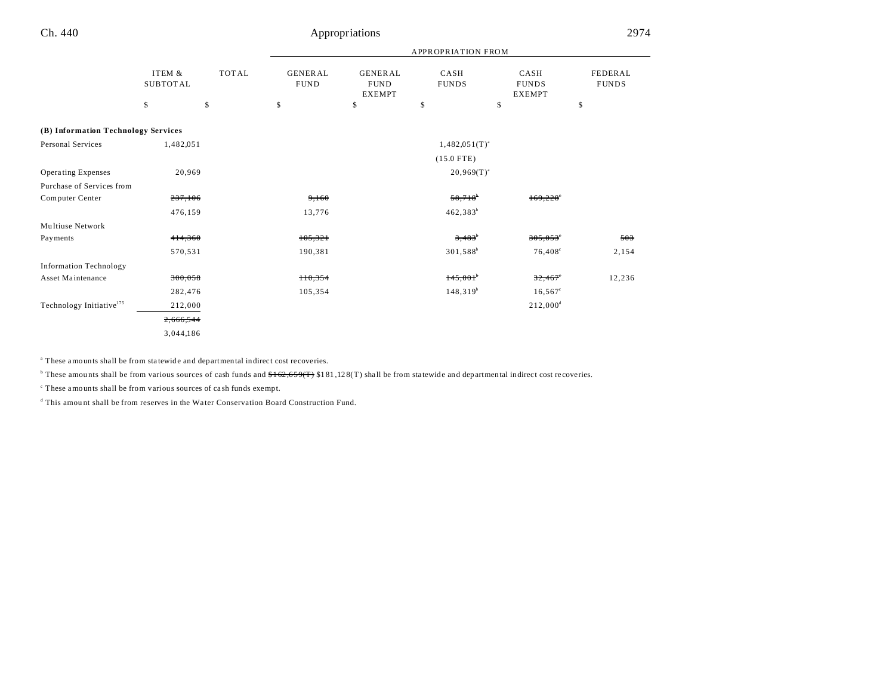| | ITEM & SUBTOTAL | TOTAL | APPROPRIATION FROM | | | | |
|---|---|---|---|---|---|---|---|
| | | | GENERAL FUND | GENERAL FUND EXEMPT | CASH FUNDS | CASH FUNDS EXEMPT | FEDERAL FUNDS |
| | $ | $ | $ | $ | $ | $ | $ |
| **(B) Information Technology Services** | | | | | | | |
| Personal Services | 1,482,051 | | | | 1,482,051(T)[a] | | |
| | | | | | (15.0 FTE) | | |
| Operating Expenses | 20,969 | | | | 20,969(T)[a] | | |
| Purchase of Services from Computer Center | ~~237,106~~ | | ~~9,160~~ | | ~~58,718~~[b] | ~~169,228~~[c] | |
| | 476,159 | | 13,776 | | 462,383[b] | | |
| Multiuse Network Payments | ~~414,360~~ | | ~~105,321~~ | | ~~3,483~~[b] | ~~305,053~~[c] | ~~503~~ |
| | 570,531 | | 190,381 | | 301,588[b] | 76,408[c] | 2,154 |
| Information Technology Asset Maintenance | ~~300,058~~ | | ~~110,354~~ | | ~~145,001~~[b] | ~~32,467~~[c] | 12,236 |
| | 282,476 | | 105,354 | | 148,319[b] | 16,567[c] | |
| Technology Initiative[175] | 212,000 | | | | | 212,000[d] | |
| | ~~2,666,544~~ | | | | | | |
| | 3,044,186 | | | | | | |

[a] These amounts shall be from statewide and departmental indirect cost recoveries.

[b] These amounts shall be from various sources of cash funds and ~~$162,659(T)~~ $181,128(T) shall be from statewide and departmental indirect cost recoveries.

[c] These amounts shall be from various sources of cash funds exempt.

[d] This amount shall be from reserves in the Water Conservation Board Construction Fund.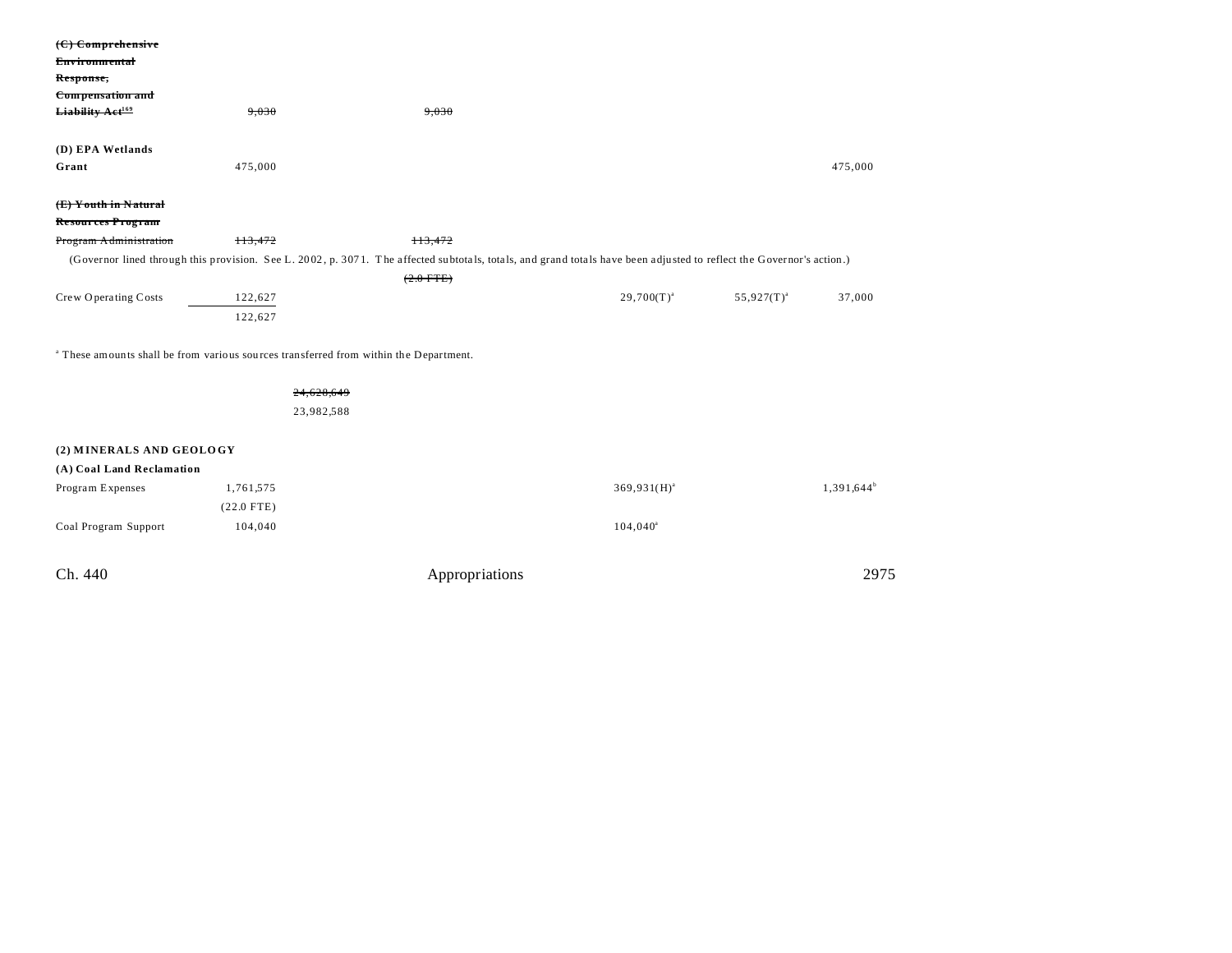| | | | | | | |
|---|---|---|---|---|---|---|
| ~~(C) Comprehensive Environmental Response, Compensation and Liability Act[169]~~ | ~~9,030~~ | ~~9,030~~ | | | | |
| **(D) EPA Wetlands Grant** | 475,000 | | | | | 475,000 |
| ~~(E) Youth in Natural Resources Program~~ | | | | | | |
| ~~Program Administration~~ | ~~113,472~~ | ~~113,472~~ | | | | |
| (Governor lined through this provision. See L. 2002, p. 3071. The affected subtotals, totals, and grand totals have been adjusted to reflect the Governor's action.) | | | | | | |
| | | ~~(2.0 FTE)~~ | | | | |
| Crew Operating Costs | 122,627 | | | 29,700(T)[a] | 55,927(T)[a] | 37,000 |
| | 122,627 | | | | | |

[a] These amounts shall be from various sources transferred from within the Department.

~~24,628,649~~
23,982,588

**(2) MINERALS AND GEOLOGY**

| | | | | | | |
|---|---|---|---|---|---|---|
| **(A) Coal Land Reclamation** | | | | | | |
| Program Expenses | 1,761,575 | | | 369,931(H)[a] | | 1,391,644[b] |
| | (22.0 FTE) | | | | | |
| Coal Program Support | 104,040 | | | 104,040[a] | | |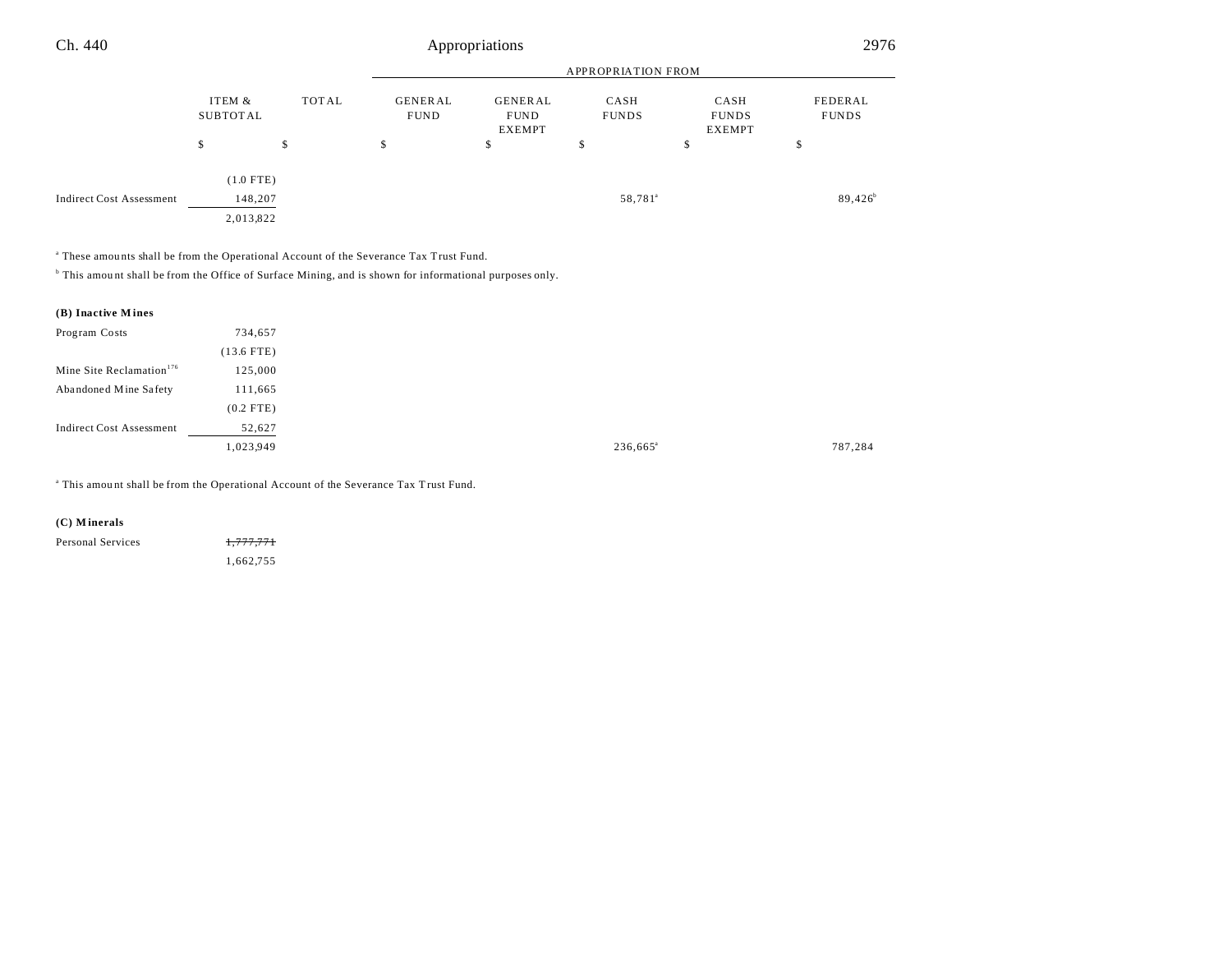| | ITEM & SUBTOTAL | TOTAL | GENERAL FUND | GENERAL FUND EXEMPT | CASH FUNDS | CASH FUNDS EXEMPT | FEDERAL FUNDS |
|---|---|---|---|---|---|---|---|
| | $ | $ | $ | $ | $ | $ | $ |
| | (1.0 FTE) | | | | | | |
| Indirect Cost Assessment | 148,207 | | | | 58,781[a] | | 89,426[b] |
| | 2,013,822 | | | | | | |

[a] These amounts shall be from the Operational Account of the Severance Tax Trust Fund.

[b] This amount shall be from the Office of Surface Mining, and is shown for informational purposes only.

**(B) Inactive Mines**

| | ITEM & SUBTOTAL | TOTAL | GENERAL FUND | GENERAL FUND EXEMPT | CASH FUNDS | CASH FUNDS EXEMPT | FEDERAL FUNDS |
|---|---|---|---|---|---|---|---|
| Program Costs | 734,657 | | | | | | |
| | (13.6 FTE) | | | | | | |
| Mine Site Reclamation[176] | 125,000 | | | | | | |
| Abandoned Mine Safety | 111,665 | | | | | | |
| | (0.2 FTE) | | | | | | |
| Indirect Cost Assessment | 52,627 | | | | | | |
| | 1,023,949 | | | | 236,665[a] | | 787,284 |

[a] This amount shall be from the Operational Account of the Severance Tax Trust Fund.

**(C) Minerals**

| | ITEM & SUBTOTAL | TOTAL | GENERAL FUND | GENERAL FUND EXEMPT | CASH FUNDS | CASH FUNDS EXEMPT | FEDERAL FUNDS |
|---|---|---|---|---|---|---|---|
| Personal Services | ~~1,777,771~~ | | | | | | |
| | 1,662,755 | | | | | | |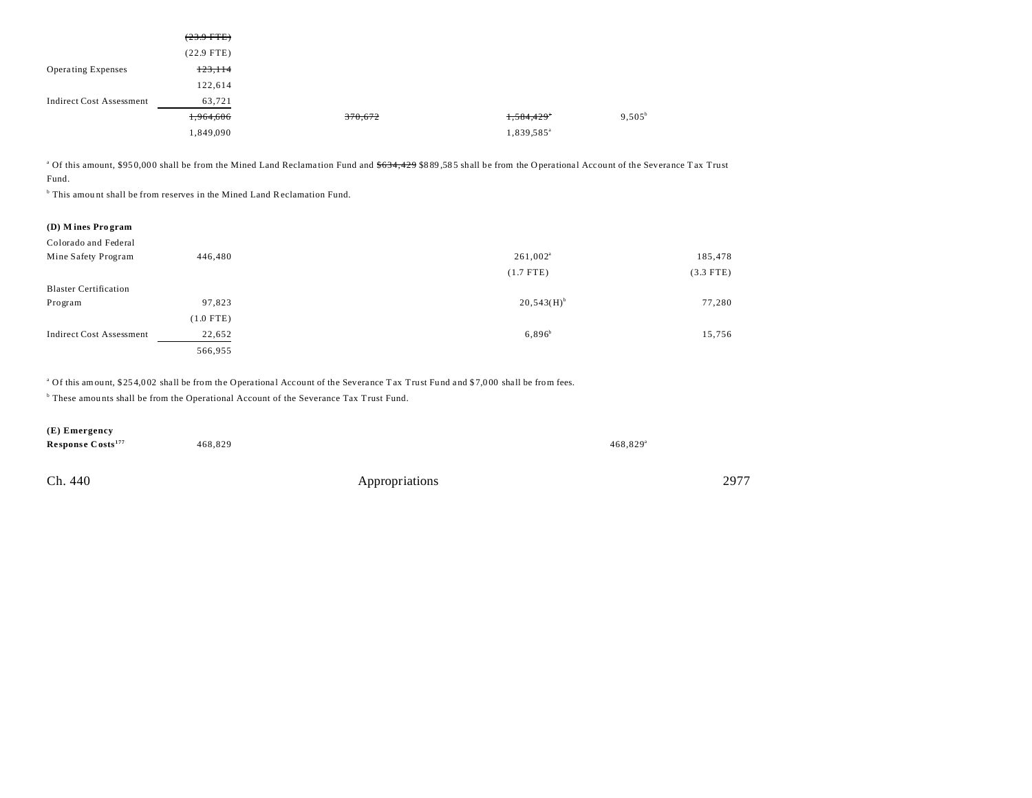| | | | | | |
|---|---|---|---|---|---|
| | ~~(23.9 FTE)~~ | | | | |
| | (22.9 FTE) | | | | |
| Operating Expenses | ~~123,114~~ | | | | |
| | 122,614 | | | | |
| Indirect Cost Assessment | 63,721 | | | | |
| | ~~1,964,606~~ | ~~370,672~~ | ~~1,584,429~~[a] | 9,505[b] | |
| | 1,849,090 | | 1,839,585[a] | | |

[a] Of this amount, $950,000 shall be from the Mined Land Reclamation Fund and ~~$634,429~~ $889,585 shall be from the Operational Account of the Severance Tax Trust Fund.

[b] This amount shall be from reserves in the Mined Land Reclamation Fund.

**(D) Mines Program**

| | | | | | |
|---|---|---|---|---|---|
| Colorado and Federal Mine Safety Program | 446,480 | | 261,002[a] | | 185,478 |
| | | | (1.7 FTE) | | (3.3 FTE) |
| Blaster Certification Program | 97,823 | | 20,543(H)[b] | | 77,280 |
| | (1.0 FTE) | | | | |
| Indirect Cost Assessment | 22,652 | | 6,896[b] | | 15,756 |
| | 566,955 | | | | |

[a] Of this amount, $254,002 shall be from the Operational Account of the Severance Tax Trust Fund and $7,000 shall be from fees.

[b] These amounts shall be from the Operational Account of the Severance Tax Trust Fund.

| | | | | | |
|---|---|---|---|---|---|
| **(E) Emergency Response Costs**[177] | 468,829 | | | 468,829[a] | |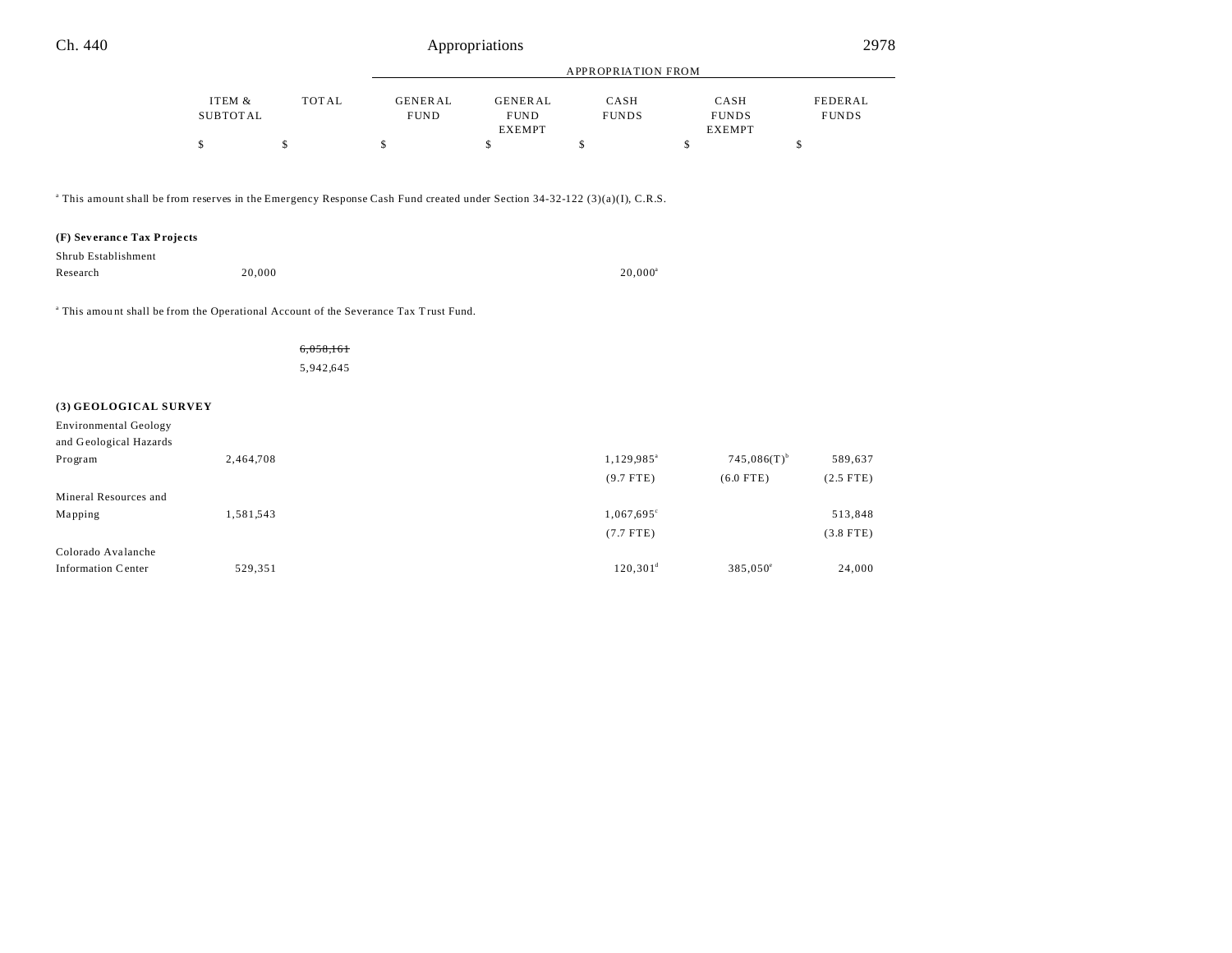| | ITEM & SUBTOTAL | TOTAL | GENERAL FUND | GENERAL FUND EXEMPT | CASH FUNDS | CASH FUNDS EXEMPT | FEDERAL FUNDS |
|---|---|---|---|---|---|---|---|
| | $ | $ | $ | $ | $ | $ | $ |

[a] This amount shall be from reserves in the Emergency Response Cash Fund created under Section 34-32-122 (3)(a)(I), C.R.S.

| | ITEM & SUBTOTAL | TOTAL | GENERAL FUND | GENERAL FUND EXEMPT | CASH FUNDS | CASH FUNDS EXEMPT | FEDERAL FUNDS |
|---|---|---|---|---|---|---|---|
| **(F) Severance Tax Projects** | | | | | | | |
| Shrub Establishment Research | 20,000 | | | | 20,000[a] | | |

[a] This amount shall be from the Operational Account of the Severance Tax Trust Fund.

| | ITEM & SUBTOTAL | TOTAL | GENERAL FUND | GENERAL FUND EXEMPT | CASH FUNDS | CASH FUNDS EXEMPT | FEDERAL FUNDS |
|---|---|---|---|---|---|---|---|
| | | ~~6,058,161~~ 5,942,645 | | | | | |
| **(3) GEOLOGICAL SURVEY** | | | | | | | |
| Environmental Geology and Geological Hazards Program | 2,464,708 | | | | 1,129,985[a] | 745,086(T)[b] | 589,637 |
| | | | | | (9.7 FTE) | (6.0 FTE) | (2.5 FTE) |
| Mineral Resources and Mapping | 1,581,543 | | | | 1,067,695[c] | | 513,848 |
| | | | | | (7.7 FTE) | | (3.8 FTE) |
| Colorado Avalanche Information Center | 529,351 | | | | 120,301[d] | 385,050[e] | 24,000 |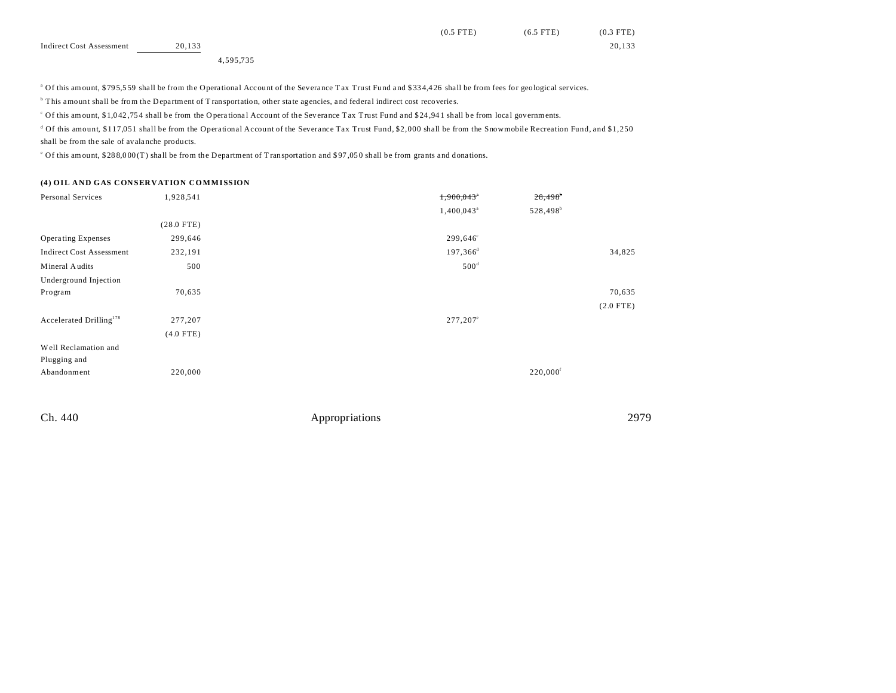| | | | | | | |
|---|---|---|---|---|---|---|
| | | | | (0.5 FTE) | (6.5 FTE) | (0.3 FTE) |
| Indirect Cost Assessment | 20,133 | | | | | 20,133 |
| | | 4,595,735 | | | | |

[a] Of this amount, $795,559 shall be from the Operational Account of the Severance Tax Trust Fund and $334,426 shall be from fees for geological services.

[b] This amount shall be from the Department of Transportation, other state agencies, and federal indirect cost recoveries.

[c] Of this amount, $1,042,754 shall be from the Operational Account of the Severance Tax Trust Fund and $24,941 shall be from local governments.

[d] Of this amount, $117,051 shall be from the Operational Account of the Severance Tax Trust Fund, $2,000 shall be from the Snowmobile Recreation Fund, and $1,250 shall be from the sale of avalanche products.

[e] Of this amount, $288,000(T) shall be from the Department of Transportation and $97,050 shall be from grants and donations.

**(4) OIL AND GAS CONSERVATION COMMISSION**

| | | | | | | |
|---|---|---|---|---|---|---|
| Personal Services | 1,928,541 | | | ~~1,900,043~~[a] | ~~28,498~~[b] | |
| | | | | 1,400,043[a] | 528,498[b] | |
| | (28.0 FTE) | | | | | |
| Operating Expenses | 299,646 | | | 299,646[c] | | |
| Indirect Cost Assessment | 232,191 | | | 197,366[d] | | 34,825 |
| Mineral Audits | 500 | | | 500[d] | | |
| Underground Injection Program | 70,635 | | | | | 70,635 |
| | | | | | | (2.0 FTE) |
| Accelerated Drilling[178] | 277,207 | | | 277,207[e] | | |
| | (4.0 FTE) | | | | | |
| Well Reclamation and Plugging and Abandonment | 220,000 | | | | 220,000[f] | |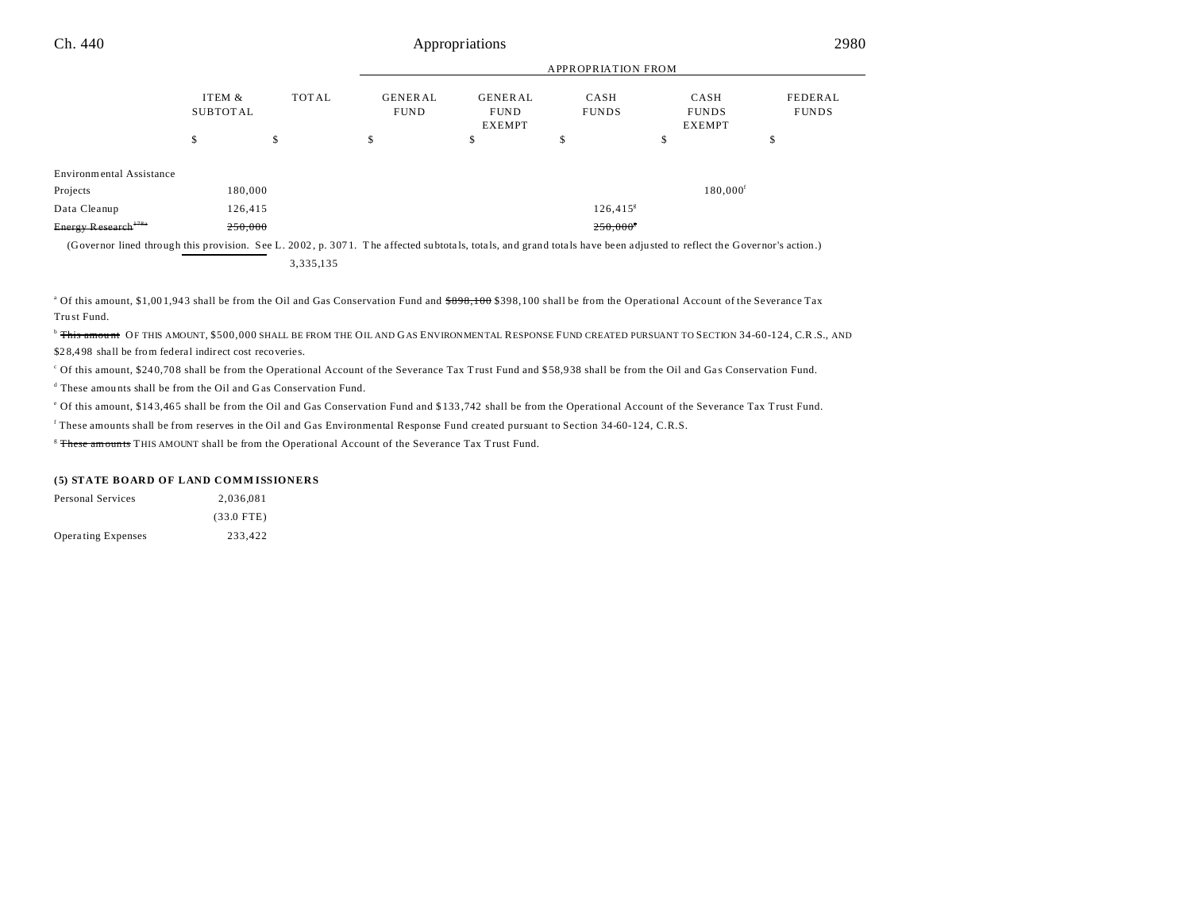| | ITEM & SUBTOTAL | TOTAL | APPROPRIATION FROM GENERAL FUND | GENERAL FUND EXEMPT | CASH FUNDS | CASH FUNDS EXEMPT | FEDERAL FUNDS |
|---|---|---|---|---|---|---|---|
| | $ | $ | $ | $ | $ | $ | $ |
| Environmental Assistance Projects | 180,000 | | | | | 180,000[f] | |
| Data Cleanup | 126,415 | | | | 126,415[g] | | |
| ~~Energy Research[178a]~~ | ~~250,000~~ | | | | ~~250,000[g]~~ | | |
| (Governor lined through this provision. See L. 2002, p. 3071. The affected subtotals, totals, and grand totals have been adjusted to reflect the Governor's action.) | | | | | | | |
| | | 3,335,135 | | | | | |

[a] Of this amount, $1,001,943 shall be from the Oil and Gas Conservation Fund and ~~$898,100~~ $398,100 shall be from the Operational Account of the Severance Tax Trust Fund.

[b] ~~This amount~~ OF THIS AMOUNT, $500,000 SHALL BE FROM THE OIL AND GAS ENVIRONMENTAL RESPONSE FUND CREATED PURSUANT TO SECTION 34-60-124, C.R.S., AND $28,498 shall be from federal indirect cost recoveries.

[c] Of this amount, $240,708 shall be from the Operational Account of the Severance Tax Trust Fund and $58,938 shall be from the Oil and Gas Conservation Fund.

[d] These amounts shall be from the Oil and Gas Conservation Fund.

[e] Of this amount, $143,465 shall be from the Oil and Gas Conservation Fund and $133,742 shall be from the Operational Account of the Severance Tax Trust Fund.

[f] These amounts shall be from reserves in the Oil and Gas Environmental Response Fund created pursuant to Section 34-60-124, C.R.S.

[g] ~~These amounts~~ THIS AMOUNT shall be from the Operational Account of the Severance Tax Trust Fund.

**(5) STATE BOARD OF LAND COMMISSIONERS**

| | ITEM & SUBTOTAL | TOTAL | GENERAL FUND | GENERAL FUND EXEMPT | CASH FUNDS | CASH FUNDS EXEMPT | FEDERAL FUNDS |
|---|---|---|---|---|---|---|---|
| Personal Services | 2,036,081 | | | | | | |
| | (33.0 FTE) | | | | | | |
| Operating Expenses | 233,422 | | | | | | |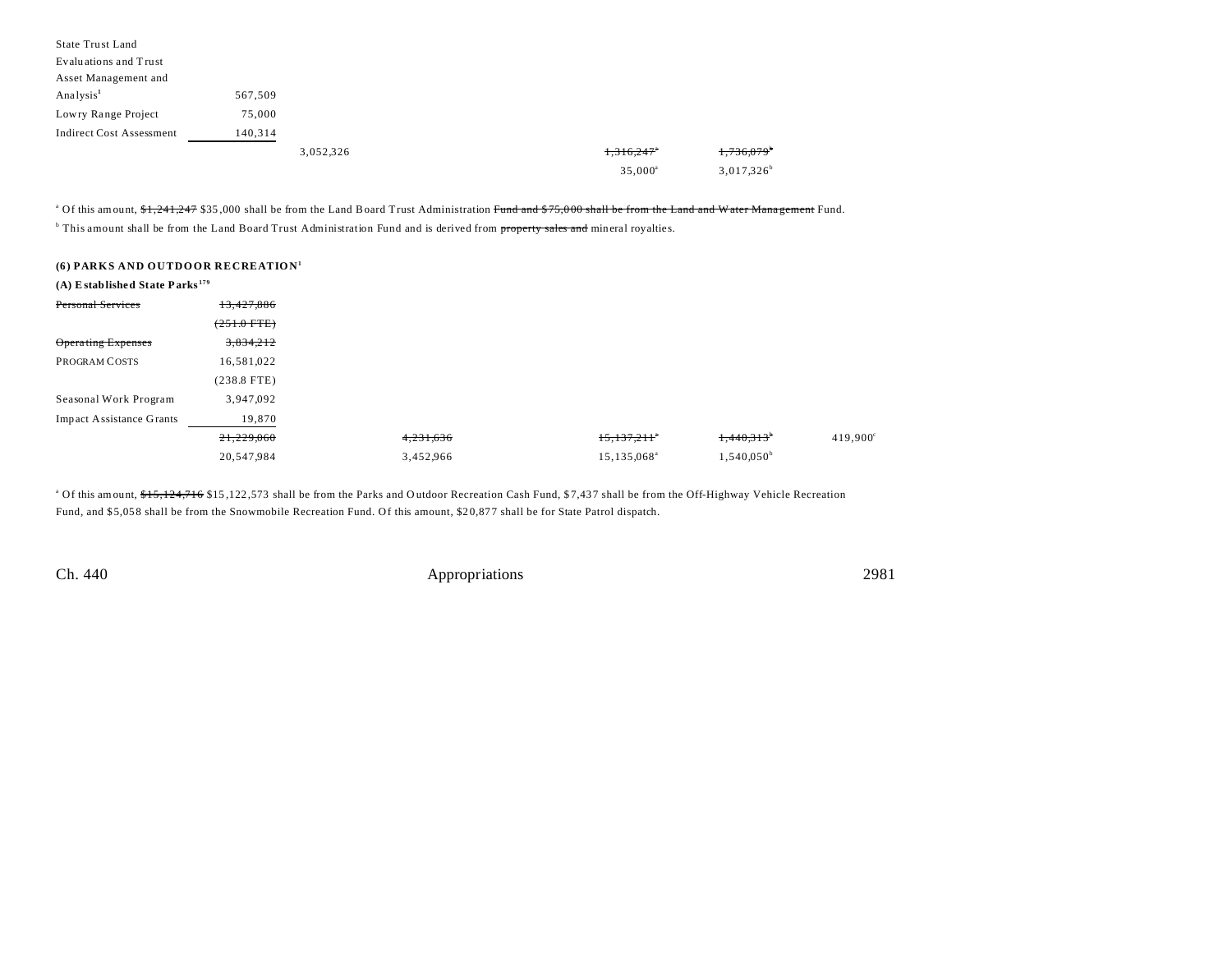| | | | | | |
|---|---|---|---|---|---|
| State Trust Land Evaluations and Trust Asset Management and Analysis[1] | 567,509 | | | | |
| Lowry Range Project | 75,000 | | | | |
| Indirect Cost Assessment | 140,314 | | | | |
| | | 3,052,326 | ~~1,316,247~~[a] | ~~1,736,079~~[b] | |
| | | | 35,000[a] | 3,017,326[b] | |

[a] Of this amount, ~~$1,241,247~~ $35,000 shall be from the Land Board Trust Administration ~~Fund and $75,000 shall be from the Land and Water Management~~ Fund.

[b] This amount shall be from the Land Board Trust Administration Fund and is derived from ~~property sales and~~ mineral royalties.

**(6) PARKS AND OUTDOOR RECREATION[1]**

**(A) Established State Parks[179]**

| | | | | | |
|---|---|---|---|---|---|
| ~~Personal Services~~ | ~~13,427,886~~ | | | | |
| | ~~(251.0 FTE)~~ | | | | |
| ~~Operating Expenses~~ | ~~3,834,212~~ | | | | |
| PROGRAM COSTS | 16,581,022 | | | | |
| | (238.8 FTE) | | | | |
| Seasonal Work Program | 3,947,092 | | | | |
| Impact Assistance Grants | 19,870 | | | | |
| | ~~21,229,060~~ | ~~4,231,636~~ | ~~15,137,211~~[a] | ~~1,440,313~~[b] | 419,900[c] |
| | 20,547,984 | 3,452,966 | 15,135,068[a] | 1,540,050[b] | |

[a] Of this amount, ~~$15,124,716~~ $15,122,573 shall be from the Parks and Outdoor Recreation Cash Fund, $7,437 shall be from the Off-Highway Vehicle Recreation Fund, and $5,058 shall be from the Snowmobile Recreation Fund. Of this amount, $20,877 shall be for State Patrol dispatch.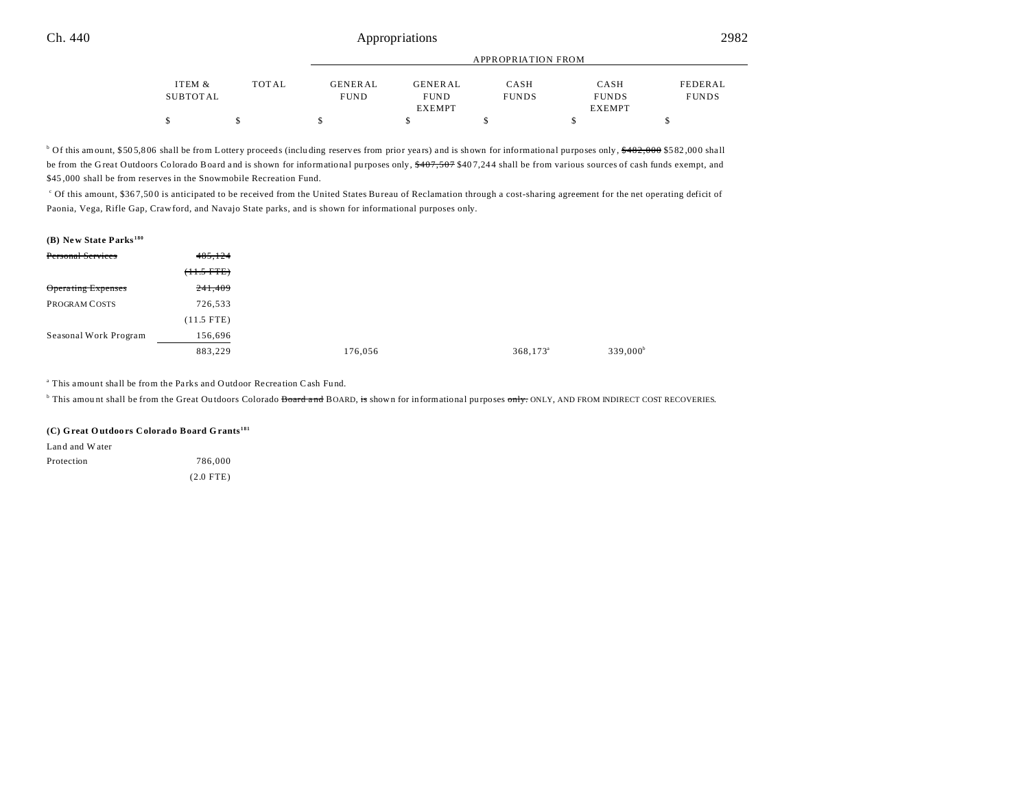| | ITEM & SUBTOTAL | TOTAL | APPROPRIATION FROM GENERAL FUND | GENERAL FUND EXEMPT | CASH FUNDS | CASH FUNDS EXEMPT | FEDERAL FUNDS |
|---|---|---|---|---|---|---|---|
| | $ | $ | $ | $ | $ | $ | $ |

[b] Of this amount, $505,806 shall be from Lottery proceeds (including reserves from prior years) and is shown for informational purposes only, ~~$482,000~~ $582,000 shall be from the Great Outdoors Colorado Board and is shown for informational purposes only, ~~$407,507~~ $407,244 shall be from various sources of cash funds exempt, and $45,000 shall be from reserves in the Snowmobile Recreation Fund.

[c] Of this amount, $367,500 is anticipated to be received from the United States Bureau of Reclamation through a cost-sharing agreement for the net operating deficit of Paonia, Vega, Rifle Gap, Crawford, and Navajo State parks, and is shown for informational purposes only.

**(B) New State Parks**[180]

| | ITEM & SUBTOTAL | TOTAL | GENERAL FUND | GENERAL FUND EXEMPT | CASH FUNDS | CASH FUNDS EXEMPT | FEDERAL FUNDS |
|---|---|---|---|---|---|---|---|
| ~~Personal Services~~ | ~~485,124~~ | | | | | | |
| | ~~(11.5 FTE)~~ | | | | | | |
| ~~Operating Expenses~~ | ~~241,409~~ | | | | | | |
| PROGRAM COSTS | 726,533 | | | | | | |
| | (11.5 FTE) | | | | | | |
| Seasonal Work Program | 156,696 | | | | | | |
| | 883,229 | | 176,056 | | 368,173[a] | 339,000[b] | |

[a] This amount shall be from the Parks and Outdoor Recreation Cash Fund.

[b] This amount shall be from the Great Outdoors Colorado ~~Board and~~ BOARD, ~~is~~ shown for informational purposes ~~only.~~ ONLY, AND FROM INDIRECT COST RECOVERIES.

**(C) Great Outdoors Colorado Board Grants**[181]

| | ITEM & SUBTOTAL | TOTAL | GENERAL FUND | GENERAL FUND EXEMPT | CASH FUNDS | CASH FUNDS EXEMPT | FEDERAL FUNDS |
|---|---|---|---|---|---|---|---|
| Land and Water Protection | 786,000 | | | | | | |
| | (2.0 FTE) | | | | | | |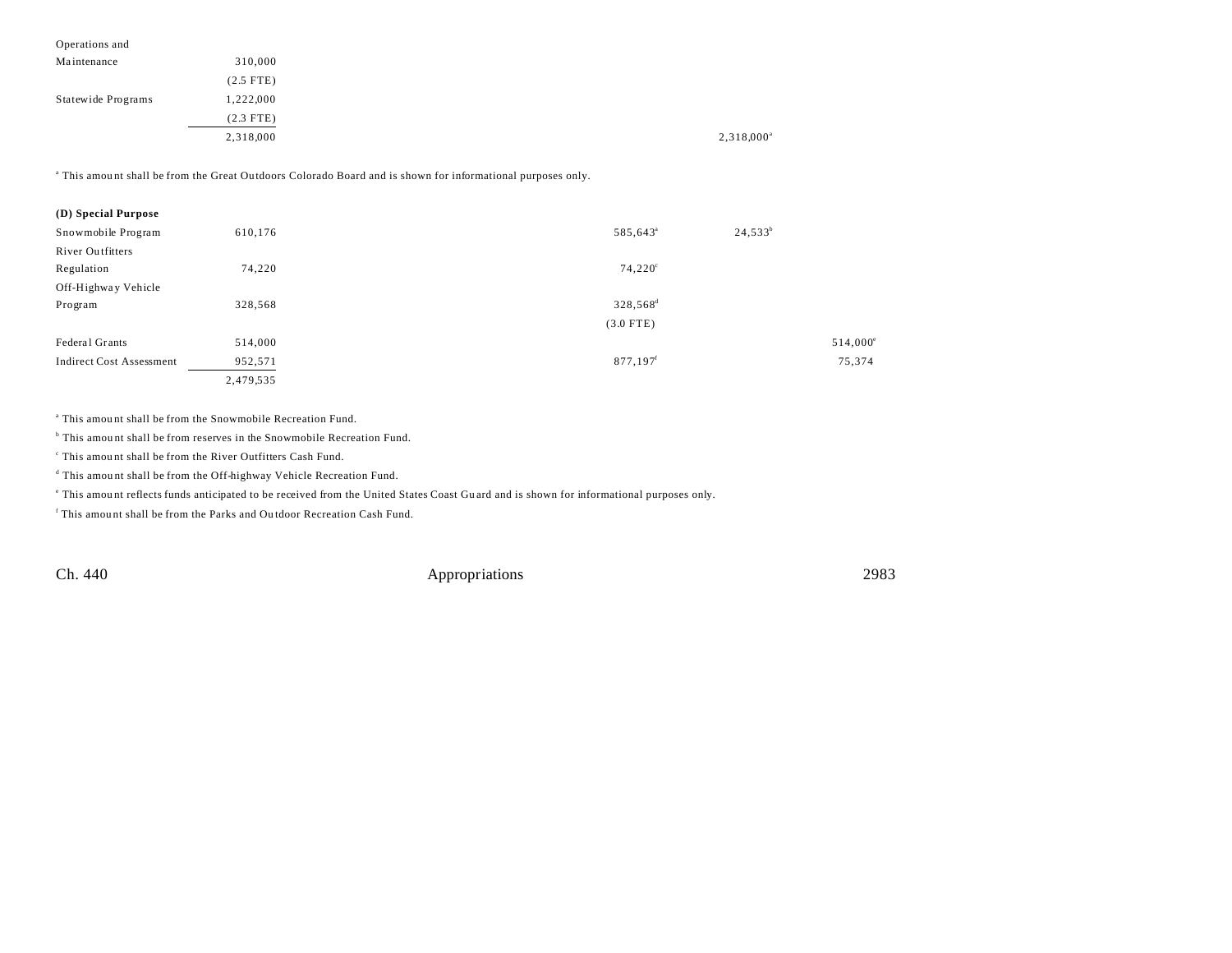| | | | | | |
|---|---|---|---|---|---|
| Operations and Maintenance | 310,000 | | | | |
| | (2.5 FTE) | | | | |
| Statewide Programs | 1,222,000 | | | | |
| | (2.3 FTE) | | | | |
| | 2,318,000 | | | 2,318,000[a] | |

[a] This amount shall be from the Great Outdoors Colorado Board and is shown for informational purposes only.

**(D) Special Purpose**

| | | | | | |
|---|---|---|---|---|---|
| Snowmobile Program | 610,176 | | 585,643[a] | 24,533[b] | |
| River Outfitters Regulation | 74,220 | | 74,220[c] | | |
| Off-Highway Vehicle Program | 328,568 | | 328,568[d] | | |
| | | | (3.0 FTE) | | |
| Federal Grants | 514,000 | | | | 514,000[e] |
| Indirect Cost Assessment | 952,571 | | 877,197[f] | | 75,374 |
| | 2,479,535 | | | | |

[a] This amount shall be from the Snowmobile Recreation Fund.

[b] This amount shall be from reserves in the Snowmobile Recreation Fund.

[c] This amount shall be from the River Outfitters Cash Fund.

[d] This amount shall be from the Off-highway Vehicle Recreation Fund.

[e] This amount reflects funds anticipated to be received from the United States Coast Guard and is shown for informational purposes only.

[f] This amount shall be from the Parks and Outdoor Recreation Cash Fund.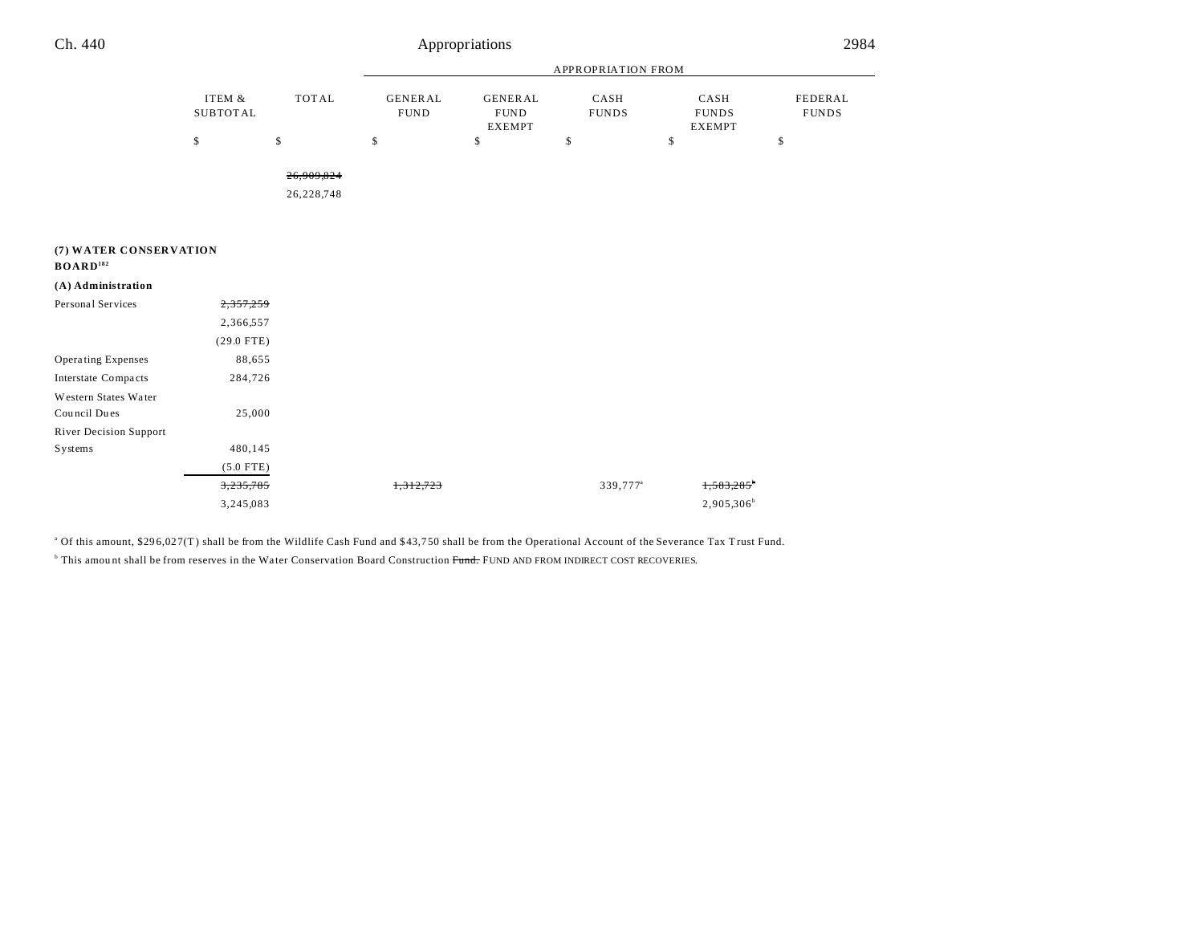| | ITEM & SUBTOTAL | TOTAL | APPROPRIATION FROM GENERAL FUND | GENERAL FUND EXEMPT | CASH FUNDS | CASH FUNDS EXEMPT | FEDERAL FUNDS |
|---|---|---|---|---|---|---|---|
| | $ | $ | $ | $ | $ | $ | $ |
| | | ~~26,909,824~~ | | | | | |
| | | 26,228,748 | | | | | |
| **(7) WATER CONSERVATION BOARD**[182] | | | | | | | |
| **(A) Administration** | | | | | | | |
| Personal Services | ~~2,357,259~~ | | | | | | |
| | 2,366,557 | | | | | | |
| | (29.0 FTE) | | | | | | |
| Operating Expenses | 88,655 | | | | | | |
| Interstate Compacts | 284,726 | | | | | | |
| Western States Water Council Dues | 25,000 | | | | | | |
| River Decision Support Systems | 480,145 | | | | | | |
| | (5.0 FTE) | | | | | | |
| | ~~3,235,785~~ | | ~~1,312,723~~ | | 339,777[a] | ~~1,583,285~~[b] | |
| | 3,245,083 | | | | | 2,905,306[b] | |

[a] Of this amount, $296,027(T) shall be from the Wildlife Cash Fund and $43,750 shall be from the Operational Account of the Severance Tax Trust Fund.

[b] This amount shall be from reserves in the Water Conservation Board Construction ~~Fund.~~ FUND AND FROM INDIRECT COST RECOVERIES.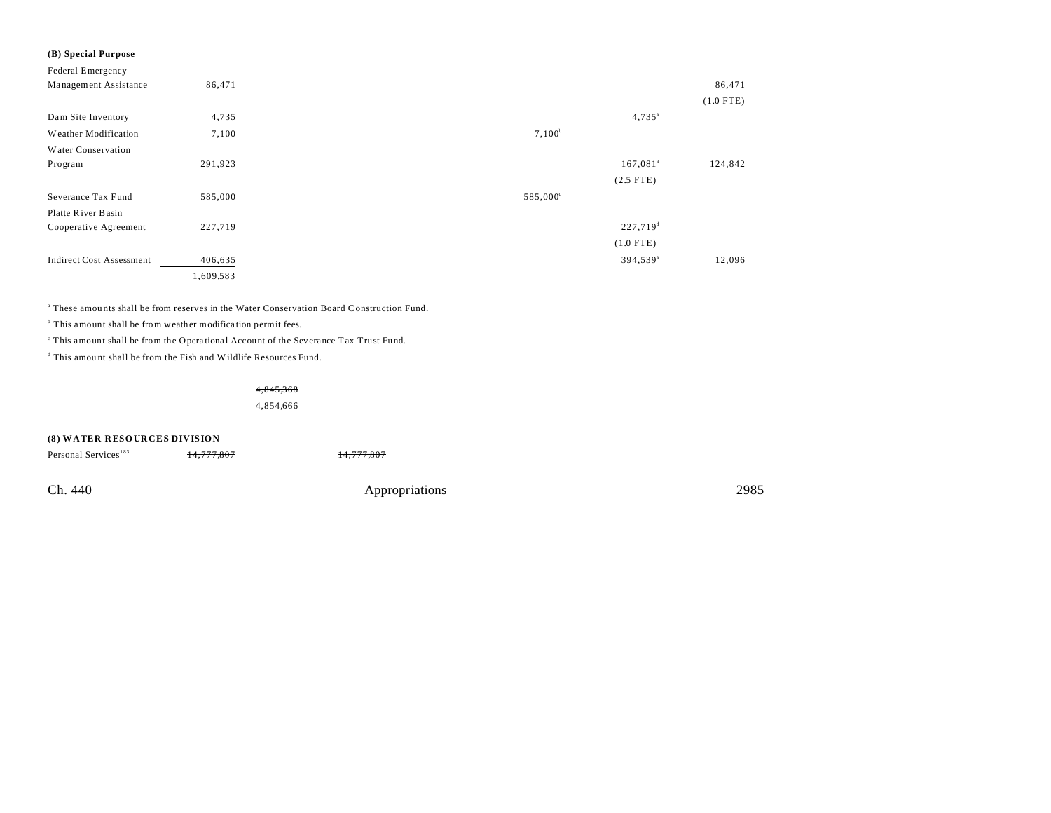**(B) Special Purpose**

| | | | | | | | |
|---|---|---|---|---|---|---|---|
| Federal Emergency Management Assistance | 86,471 | | | | | | 86,471<br>(1.0 FTE) |
| Dam Site Inventory | 4,735 | | | | | 4,735[a] | |
| Weather Modification | 7,100 | | | | 7,100[b] | | |
| Water Conservation Program | 291,923 | | | | | 167,081[a]<br>(2.5 FTE) | 124,842 |
| Severance Tax Fund | 585,000 | | | | 585,000[c] | | |
| Platte River Basin Cooperative Agreement | 227,719 | | | | | 227,719[d]<br>(1.0 FTE) | |
| Indirect Cost Assessment | 406,635 | | | | | 394,539[a] | 12,096 |
| | 1,609,583 | | | | | | |

[a] These amounts shall be from reserves in the Water Conservation Board Construction Fund.

[b] This amount shall be from weather modification permit fees.

[c] This amount shall be from the Operational Account of the Severance Tax Trust Fund.

[d] This amount shall be from the Fish and Wildlife Resources Fund.

| | | | | | | | |
|---|---|---|---|---|---|---|---|
| | | ~~4,845,368~~<br>4,854,666 | | | | | |

**(8) WATER RESOURCES DIVISION**

| | | | | | | | |
|---|---|---|---|---|---|---|---|
| Personal Services[183] | ~~14,777,807~~ | | ~~14,777,807~~ | | | | |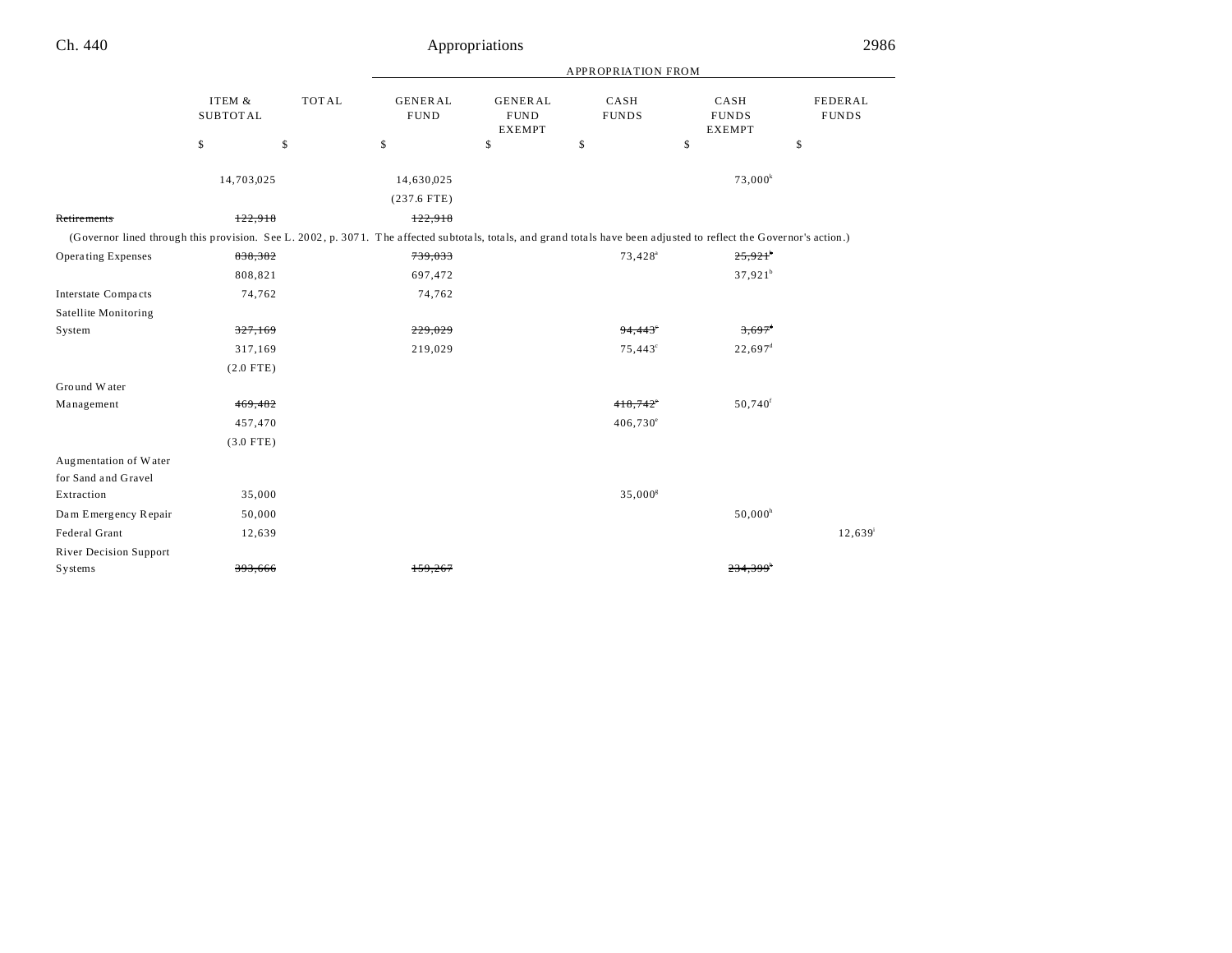| | ITEM & SUBTOTAL | TOTAL | GENERAL FUND | GENERAL FUND EXEMPT | CASH FUNDS | CASH FUNDS EXEMPT | FEDERAL FUNDS |
|---|---|---|---|---|---|---|---|
| | | | APPROPRIATION FROM | | | | |
| | $ | $ | $ | $ | $ | $ | $ |
| | 14,703,025 | | 14,630,025 | | | 73,000[k] | |
| | | | (237.6 FTE) | | | | |
| ~~Retirements~~ | ~~122,918~~ | | ~~122,918~~ | | | | |
| (Governor lined through this provision. See L. 2002, p. 3071. The affected subtotals, totals, and grand totals have been adjusted to reflect the Governor's action.) | | | | | | | |
| Operating Expenses | ~~838,382~~ | | ~~739,033~~ | | 73,428[a] | ~~25,921[b]~~ | |
| | 808,821 | | 697,472 | | | 37,921[b] | |
| Interstate Compacts | 74,762 | | 74,762 | | | | |
| Satellite Monitoring System | ~~327,169~~ | | ~~229,029~~ | | ~~94,443[c]~~ | ~~3,697[d]~~ | |
| | 317,169 | | 219,029 | | 75,443[c] | 22,697[d] | |
| | (2.0 FTE) | | | | | | |
| Ground Water Management | ~~469,482~~ | | | | ~~418,742[e]~~ | 50,740[f] | |
| | 457,470 | | | | 406,730[e] | | |
| | (3.0 FTE) | | | | | | |
| Augmentation of Water for Sand and Gravel Extraction | 35,000 | | | | 35,000[g] | | |
| Dam Emergency Repair | 50,000 | | | | | 50,000[h] | |
| Federal Grant | 12,639 | | | | | | 12,639[i] |
| River Decision Support Systems | ~~393,666~~ | | ~~159,267~~ | | | ~~234,399[k]~~ | |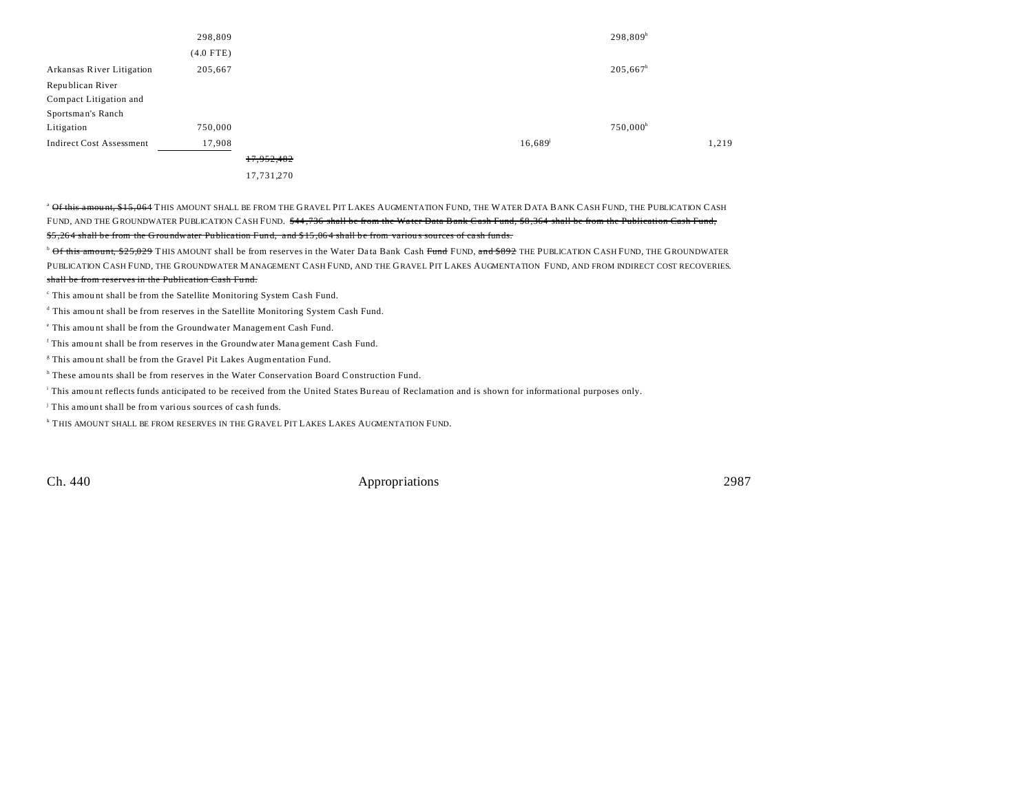| | | | | | | |
|---|---|---|---|---|---|---|
| | 298,809 | | | | 298,809[h] | |
| | (4.0 FTE) | | | | | |
| Arkansas River Litigation | 205,667 | | | | 205,667[h] | |
| Republican River Compact Litigation and Sportsman's Ranch Litigation | 750,000 | | | | 750,000[h] | |
| Indirect Cost Assessment | 17,908 | | | 16,689[j] | | 1,219 |
| | | ~~17,952,402~~ | | | | |
| | | 17,731,270 | | | | |

[a] ~~Of this amount, $15,064~~ THIS AMOUNT SHALL BE FROM THE GRAVEL PIT LAKES AUGMENTATION FUND, THE WATER DATA BANK CASH FUND, THE PUBLICATION CASH FUND, AND THE GROUNDWATER PUBLICATION CASH FUND. ~~$44,736 shall be from the Water Data Bank Cash Fund, $8,364 shall be from the Publication Cash Fund, $5,264 shall be from the Groundwater Publication Fund, and $15,064 shall be from various sources of cash funds.~~

[b] ~~Of this amount, $25,029~~ THIS AMOUNT shall be from reserves in the Water Data Bank Cash ~~Fund~~ FUND, ~~and $892~~ THE PUBLICATION CASH FUND, THE GROUNDWATER PUBLICATION CASH FUND, THE GROUNDWATER MANAGEMENT CASH FUND, AND THE GRAVEL PIT LAKES AUGMENTATION FUND, AND FROM INDIRECT COST RECOVERIES. ~~shall be from reserves in the Publication Cash Fund.~~

[c] This amount shall be from the Satellite Monitoring System Cash Fund.

[d] This amount shall be from reserves in the Satellite Monitoring System Cash Fund.

[e] This amount shall be from the Groundwater Management Cash Fund.

[f] This amount shall be from reserves in the Groundwater Management Cash Fund.

[g] This amount shall be from the Gravel Pit Lakes Augmentation Fund.

[h] These amounts shall be from reserves in the Water Conservation Board Construction Fund.

[i] This amount reflects funds anticipated to be received from the United States Bureau of Reclamation and is shown for informational purposes only.

[j] This amount shall be from various sources of cash funds.

[k] THIS AMOUNT SHALL BE FROM RESERVES IN THE GRAVEL PIT LAKES LAKES AUGMENTATION FUND.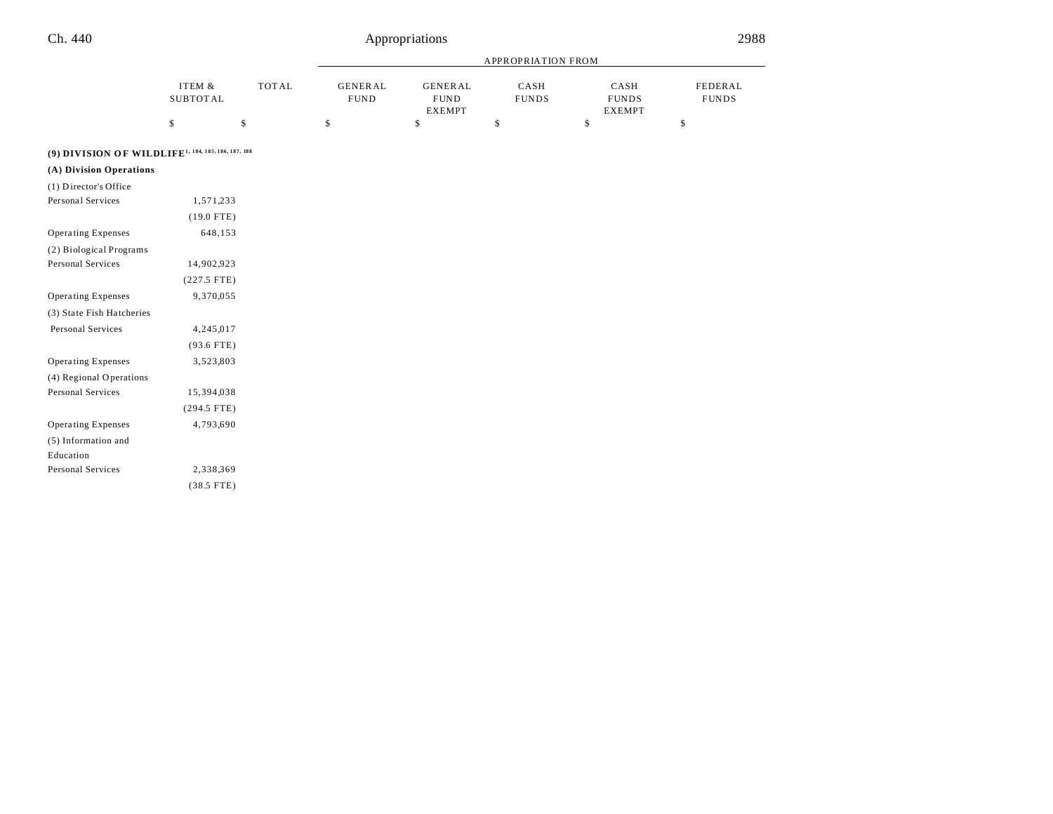| | ITEM & SUBTOTAL | TOTAL | APPROPRIATION FROM GENERAL FUND | GENERAL FUND EXEMPT | CASH FUNDS | CASH FUNDS EXEMPT | FEDERAL FUNDS |
|---|---|---|---|---|---|---|---|
| | $ | $ | $ | $ | $ | $ | $ |
| **(9) DIVISION OF WILDLIFE[1, 184, 185, 186, 187, 188]** | | | | | | | |
| **(A) Division Operations** | | | | | | | |
| (1) Director's Office | | | | | | | |
| Personal Services | 1,571,233 | | | | | | |
| | (19.0 FTE) | | | | | | |
| Operating Expenses | 648,153 | | | | | | |
| (2) Biological Programs | | | | | | | |
| Personal Services | 14,902,923 | | | | | | |
| | (227.5 FTE) | | | | | | |
| Operating Expenses | 9,370,055 | | | | | | |
| (3) State Fish Hatcheries | | | | | | | |
| Personal Services | 4,245,017 | | | | | | |
| | (93.6 FTE) | | | | | | |
| Operating Expenses | 3,523,803 | | | | | | |
| (4) Regional Operations | | | | | | | |
| Personal Services | 15,394,038 | | | | | | |
| | (294.5 FTE) | | | | | | |
| Operating Expenses | 4,793,690 | | | | | | |
| (5) Information and Education | | | | | | | |
| Personal Services | 2,338,369 | | | | | | |
| | (38.5 FTE) | | | | | | |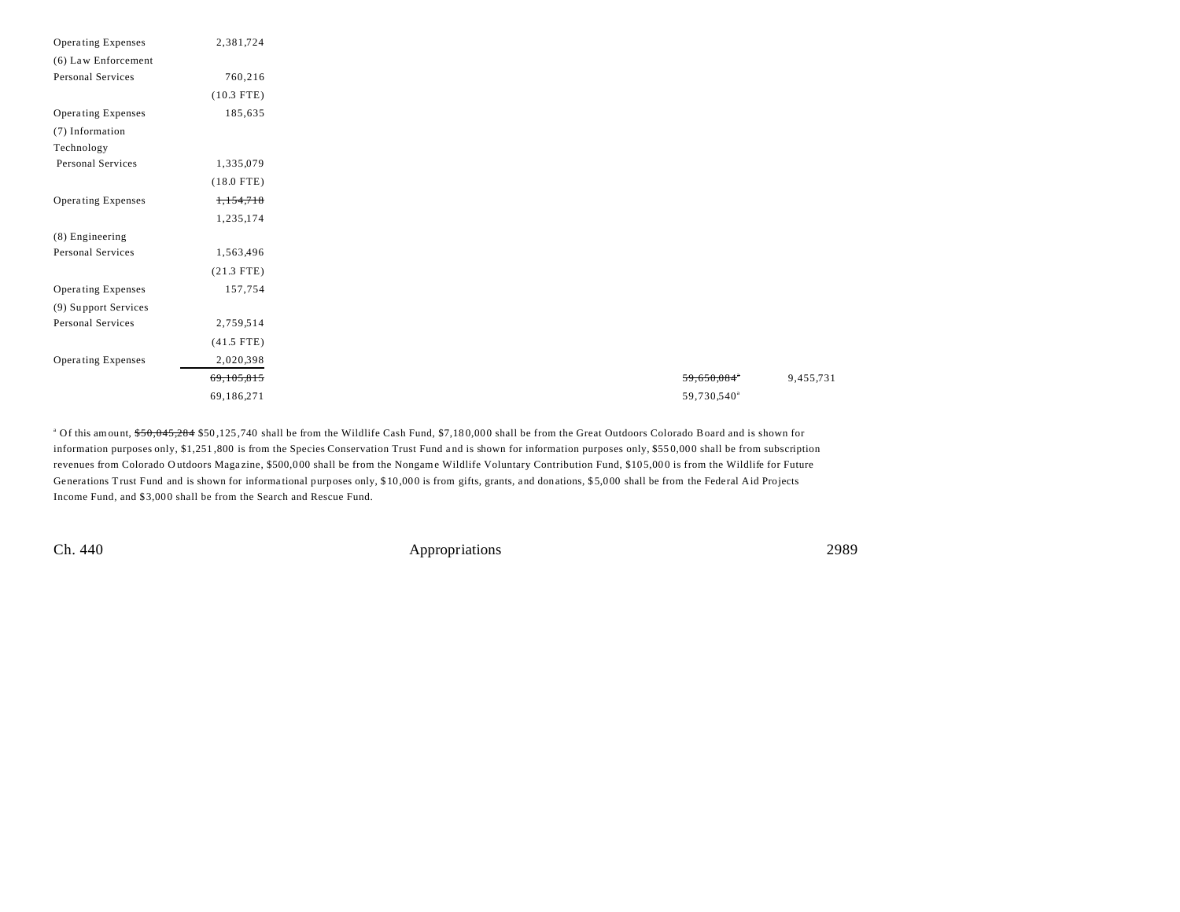| | | | | | | |
|---|---|---|---|---|---|---|
| Operating Expenses | 2,381,724 | | | | | |
| (6) Law Enforcement | | | | | | |
| Personal Services | 760,216 | | | | | |
| | (10.3 FTE) | | | | | |
| Operating Expenses | 185,635 | | | | | |
| (7) Information Technology | | | | | | |
| Personal Services | 1,335,079 | | | | | |
| | (18.0 FTE) | | | | | |
| Operating Expenses | ~~1,154,718~~ | | | | | |
| | 1,235,174 | | | | | |
| (8) Engineering | | | | | | |
| Personal Services | 1,563,496 | | | | | |
| | (21.3 FTE) | | | | | |
| Operating Expenses | 157,754 | | | | | |
| (9) Support Services | | | | | | |
| Personal Services | 2,759,514 | | | | | |
| | (41.5 FTE) | | | | | |
| Operating Expenses | 2,020,398 | | | | | |
| | ~~69,105,815~~ | | | | ~~59,650,084~~[a] | 9,455,731 |
| | 69,186,271 | | | | 59,730,540[a] | |

[a] Of this amount, ~~$50,045,284~~ $50,125,740 shall be from the Wildlife Cash Fund, $7,180,000 shall be from the Great Outdoors Colorado Board and is shown for information purposes only, $1,251,800 is from the Species Conservation Trust Fund and is shown for information purposes only, $550,000 shall be from subscription revenues from Colorado Outdoors Magazine, $500,000 shall be from the Nongame Wildlife Voluntary Contribution Fund, $105,000 is from the Wildlife for Future Generations Trust Fund and is shown for informational purposes only, $10,000 is from gifts, grants, and donations, $5,000 shall be from the Federal Aid Projects Income Fund, and $3,000 shall be from the Search and Rescue Fund.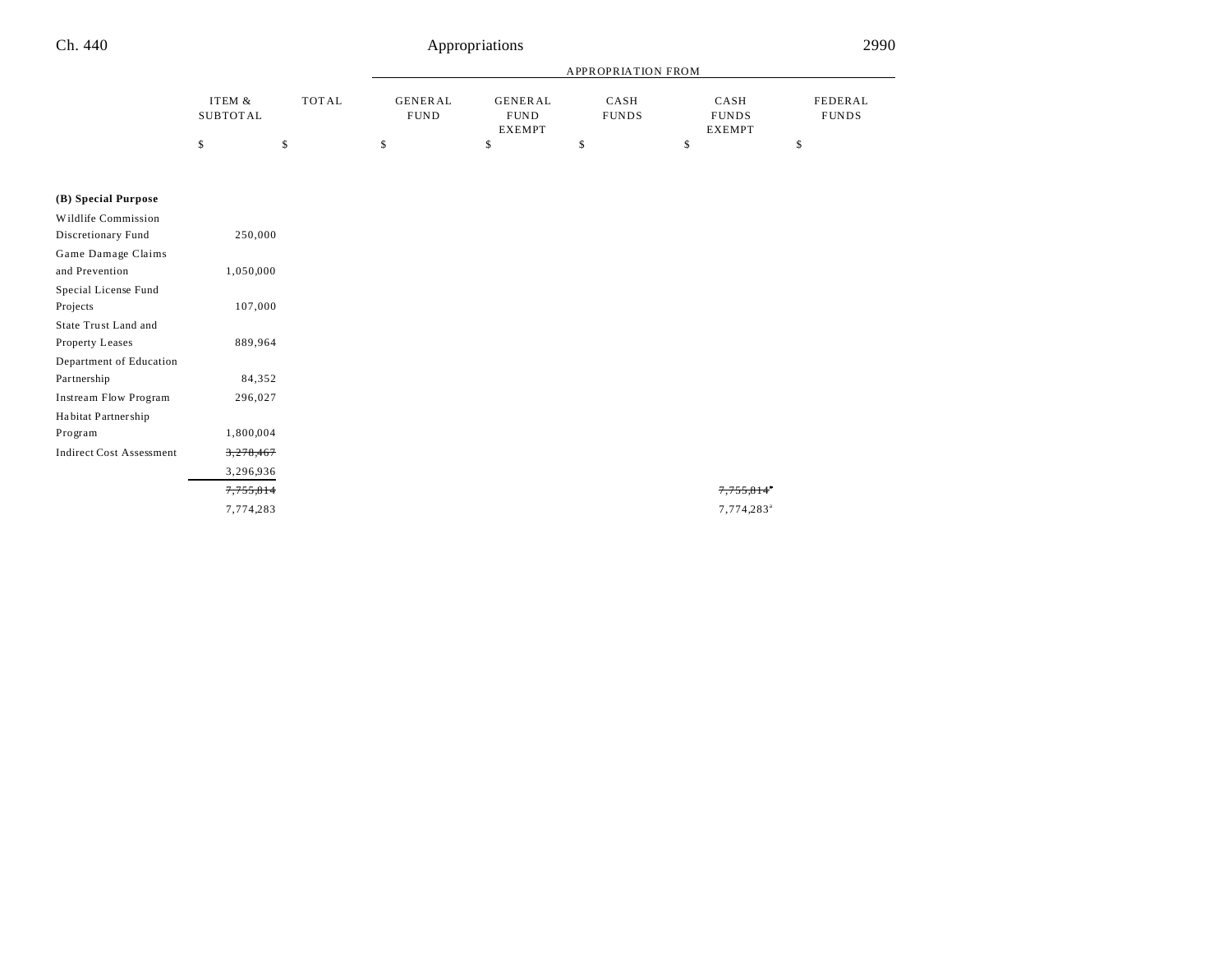| | ITEM & SUBTOTAL | TOTAL | GENERAL FUND | GENERAL FUND EXEMPT | CASH FUNDS | CASH FUNDS EXEMPT | FEDERAL FUNDS |
|---|---|---|---|---|---|---|---|
| | | | APPROPRIATION FROM | | | | |
| | $ | $ | $ | $ | $ | $ | $ |
| **(B) Special Purpose** | | | | | | | |
| Wildlife Commission Discretionary Fund | 250,000 | | | | | | |
| Game Damage Claims and Prevention | 1,050,000 | | | | | | |
| Special License Fund Projects | 107,000 | | | | | | |
| State Trust Land and Property Leases | 889,964 | | | | | | |
| Department of Education Partnership | 84,352 | | | | | | |
| Instream Flow Program | 296,027 | | | | | | |
| Habitat Partnership Program | 1,800,004 | | | | | | |
| Indirect Cost Assessment | ~~3,278,467~~ 3,296,936 | | | | | | |
| | ~~7,755,814~~ 7,774,283 | | | | | ~~7,755,814~~[a] 7,774,283[a] | |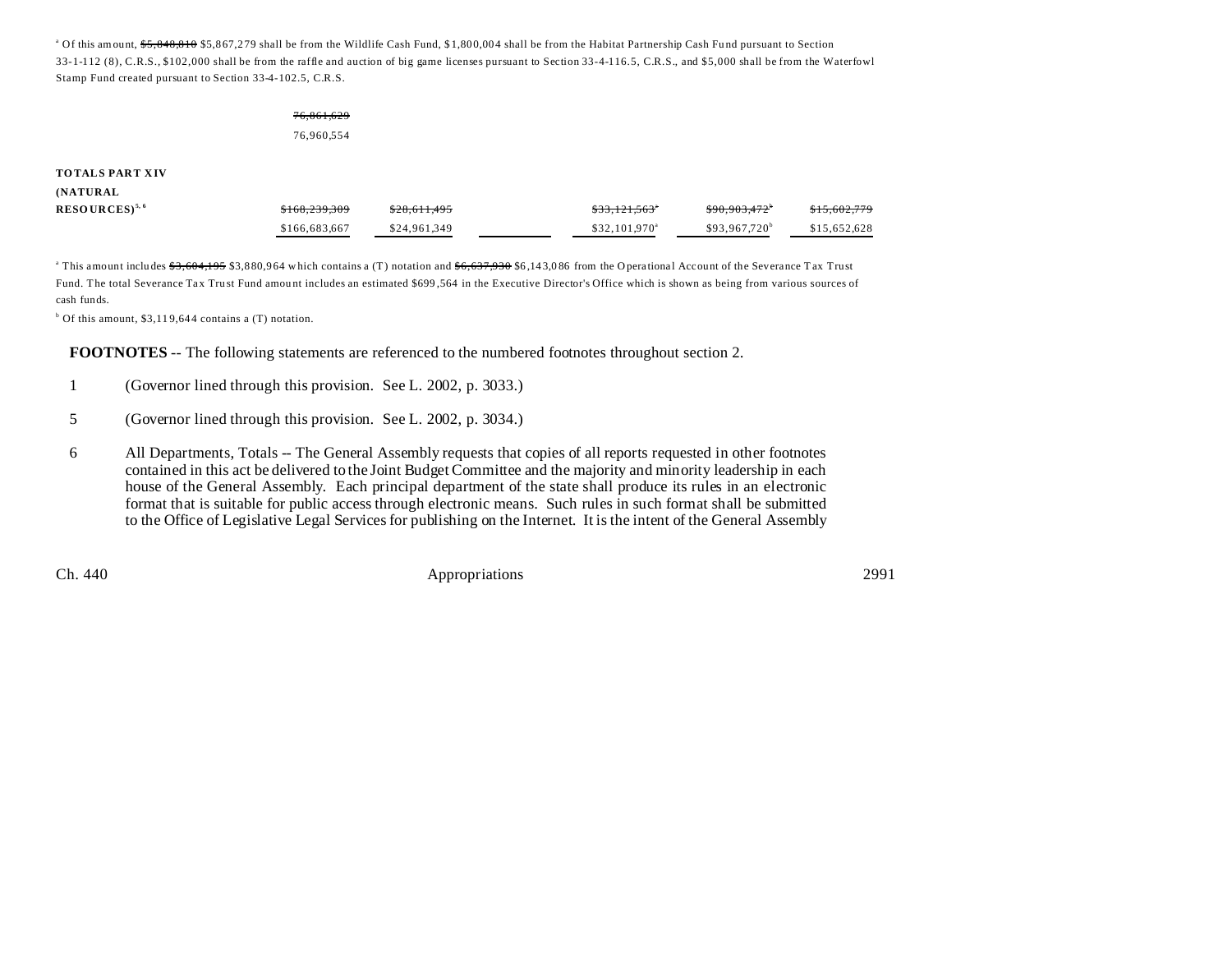[a] Of this amount, ~~$5,848,810~~ $5,867,279 shall be from the Wildlife Cash Fund, $1,800,004 shall be from the Habitat Partnership Cash Fund pursuant to Section 33-1-112 (8), C.R.S., $102,000 shall be from the raffle and auction of big game licenses pursuant to Section 33-4-116.5, C.R.S., and $5,000 shall be from the Waterfowl Stamp Fund created pursuant to Section 33-4-102.5, C.R.S.

| | | | | | | |
|---|---|---|---|---|---|---|
| | ~~76,861,629~~ <br> 76,960,554 | | | | | |
| **TOTALS PART XIV (NATURAL RESOURCES)**[5, 6] | ~~$168,239,309~~ <br> $166,683,667 | ~~$28,611,495~~ <br> $24,961,349 | | ~~$33,121,563~~[a] <br> $32,101,970[a] | ~~$90,903,472~~[b] <br> $93,967,720[b] | ~~$15,602,779~~ <br> $15,652,628 |

[a] This amount includes ~~$3,604,195~~ $3,880,964 which contains a (T) notation and ~~$6,637,930~~ $6,143,086 from the Operational Account of the Severance Tax Trust Fund. The total Severance Tax Trust Fund amount includes an estimated $699,564 in the Executive Director's Office which is shown as being from various sources of cash funds.

[b] Of this amount, $3,119,644 contains a (T) notation.

**FOOTNOTES** -- The following statements are referenced to the numbered footnotes throughout section 2.

1 (Governor lined through this provision. See L. 2002, p. 3033.)

5 (Governor lined through this provision. See L. 2002, p. 3034.)

6 All Departments, Totals -- The General Assembly requests that copies of all reports requested in other footnotes contained in this act be delivered to the Joint Budget Committee and the majority and minority leadership in each house of the General Assembly. Each principal department of the state shall produce its rules in an electronic format that is suitable for public access through electronic means. Such rules in such format shall be submitted to the Office of Legislative Legal Services for publishing on the Internet. It is the intent of the General Assembly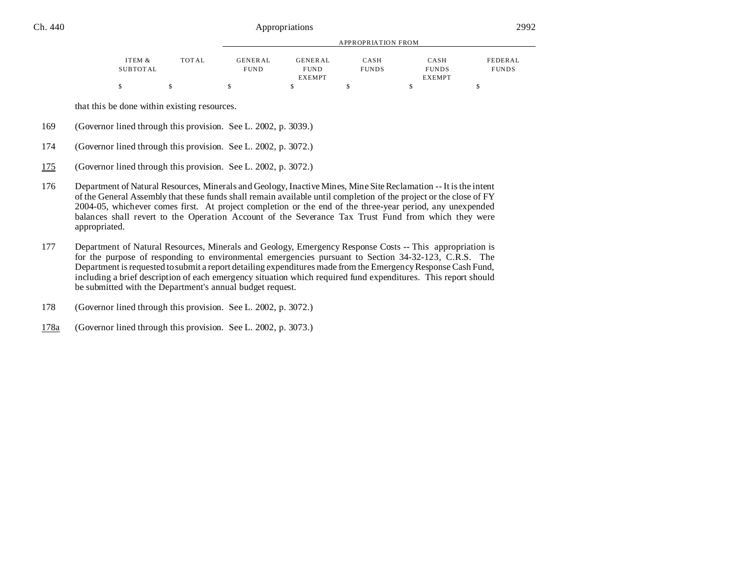| ITEM & SUBTOTAL | TOTAL | GENERAL FUND | GENERAL FUND EXEMPT | CASH FUNDS | CASH FUNDS EXEMPT | FEDERAL FUNDS |
|---|---|---|---|---|---|---|
| $ | $ | $ | $ | $ | $ | $ |

that this be done within existing resources.

169 (Governor lined through this provision. See L. 2002, p. 3039.)

174 (Governor lined through this provision. See L. 2002, p. 3072.)

175 (Governor lined through this provision. See L. 2002, p. 3072.)

176 Department of Natural Resources, Minerals and Geology, Inactive Mines, Mine Site Reclamation -- It is the intent of the General Assembly that these funds shall remain available until completion of the project or the close of FY 2004-05, whichever comes first. At project completion or the end of the three-year period, any unexpended balances shall revert to the Operation Account of the Severance Tax Trust Fund from which they were appropriated.

177 Department of Natural Resources, Minerals and Geology, Emergency Response Costs -- This appropriation is for the purpose of responding to environmental emergencies pursuant to Section 34-32-123, C.R.S. The Department is requested to submit a report detailing expenditures made from the Emergency Response Cash Fund, including a brief description of each emergency situation which required fund expenditures. This report should be submitted with the Department's annual budget request.

178 (Governor lined through this provision. See L. 2002, p. 3072.)

178a (Governor lined through this provision. See L. 2002, p. 3073.)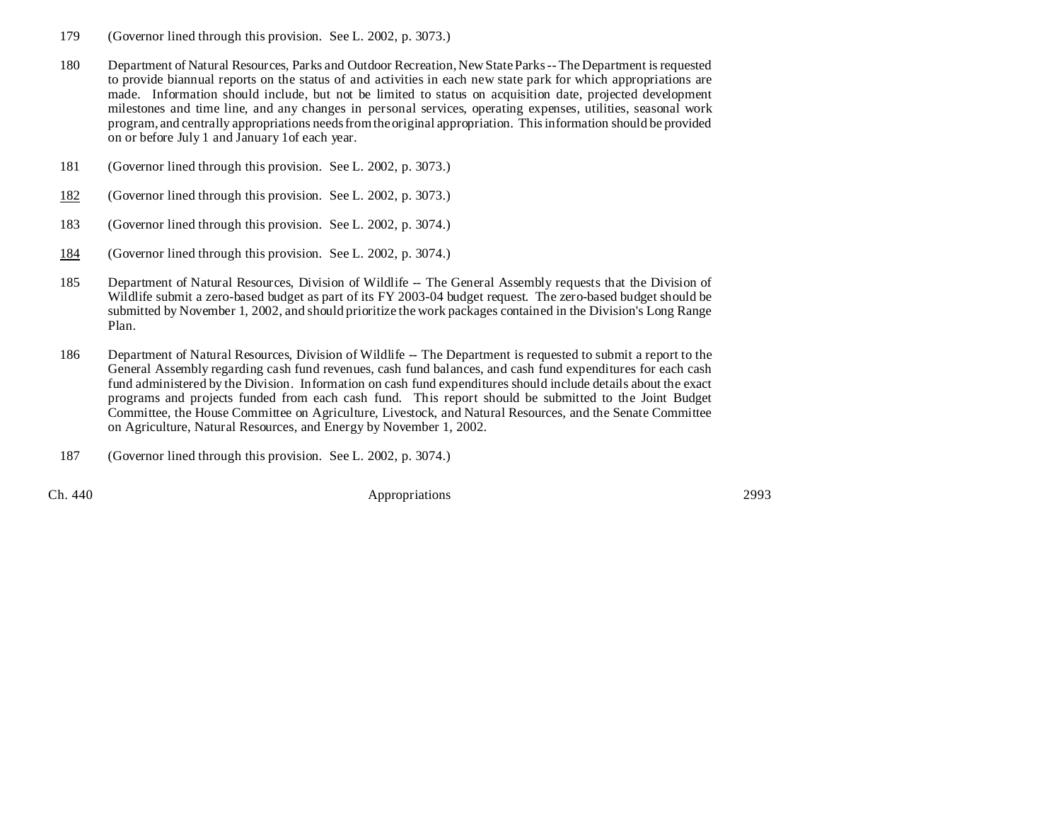179 (Governor lined through this provision. See L. 2002, p. 3073.)

180 Department of Natural Resources, Parks and Outdoor Recreation, New State Parks -- The Department is requested to provide biannual reports on the status of and activities in each new state park for which appropriations are made. Information should include, but not be limited to status on acquisition date, projected development milestones and time line, and any changes in personal services, operating expenses, utilities, seasonal work program, and centrally appropriations needs from the original appropriation. This information should be provided on or before July 1 and January 1of each year.

181 (Governor lined through this provision. See L. 2002, p. 3073.)

<u>182</u> (Governor lined through this provision. See L. 2002, p. 3073.)

183 (Governor lined through this provision. See L. 2002, p. 3074.)

<u>184</u> (Governor lined through this provision. See L. 2002, p. 3074.)

185 Department of Natural Resources, Division of Wildlife -- The General Assembly requests that the Division of Wildlife submit a zero-based budget as part of its FY 2003-04 budget request. The zero-based budget should be submitted by November 1, 2002, and should prioritize the work packages contained in the Division's Long Range Plan.

186 Department of Natural Resources, Division of Wildlife -- The Department is requested to submit a report to the General Assembly regarding cash fund revenues, cash fund balances, and cash fund expenditures for each cash fund administered by the Division. Information on cash fund expenditures should include details about the exact programs and projects funded from each cash fund. This report should be submitted to the Joint Budget Committee, the House Committee on Agriculture, Livestock, and Natural Resources, and the Senate Committee on Agriculture, Natural Resources, and Energy by November 1, 2002.

187 (Governor lined through this provision. See L. 2002, p. 3074.)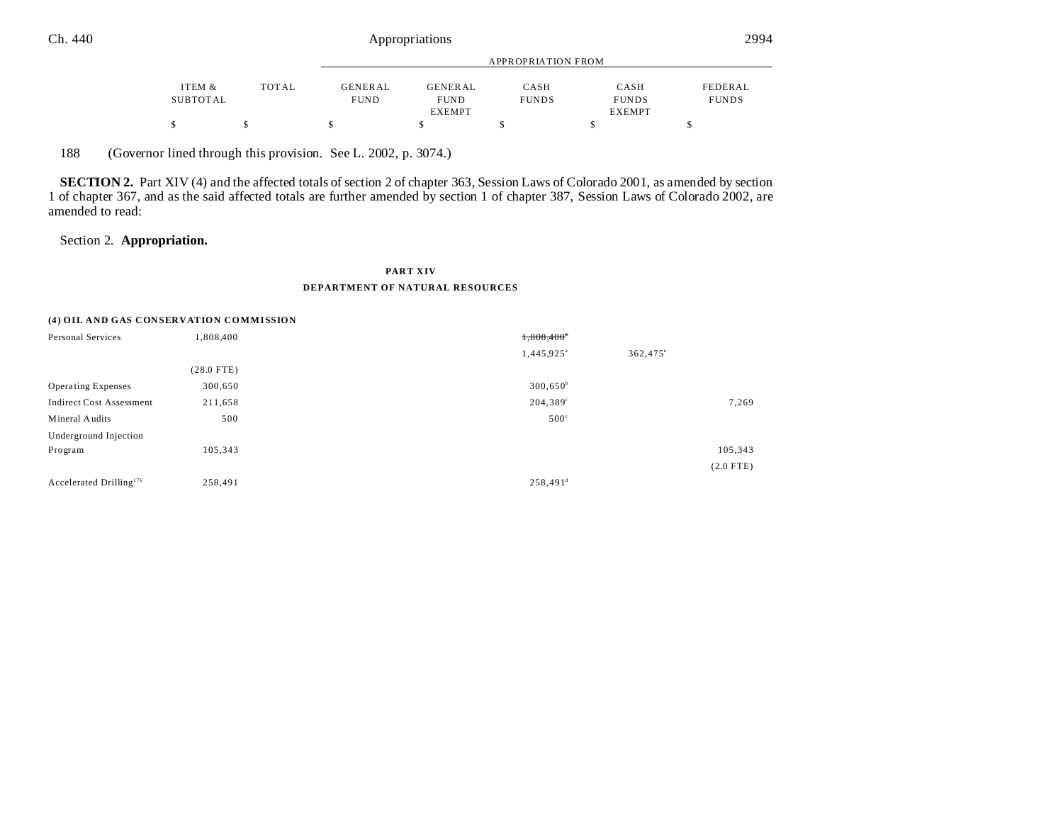188 (Governor lined through this provision. See L. 2002, p. 3074.)

**SECTION 2.** Part XIV (4) and the affected totals of section 2 of chapter 363, Session Laws of Colorado 2001, as amended by section 1 of chapter 367, and as the said affected totals are further amended by section 1 of chapter 387, Session Laws of Colorado 2002, are amended to read:

Section 2. **Appropriation.**

**PART XIV**

**DEPARTMENT OF NATURAL RESOURCES**

| | ITEM & SUBTOTAL | TOTAL | APPROPRIATION FROM GENERAL FUND | GENERAL FUND EXEMPT | CASH FUNDS | CASH FUNDS EXEMPT | FEDERAL FUNDS |
|---|---|---|---|---|---|---|---|
| | $ | $ | $ | $ | $ | $ | $ |
| **(4) OIL AND GAS CONSERVATION COMMISSION** | | | | | | | |
| Personal Services | 1,808,400 | | | | ~~1,808,400[a]~~ | | |
| | | | | | 1,445,925[a] | 362,475[e] | |
| | (28.0 FTE) | | | | | | |
| Operating Expenses | 300,650 | | | | 300,650[b] | | |
| Indirect Cost Assessment | 211,658 | | | | 204,389[c] | | 7,269 |
| Mineral Audits | 500 | | | | 500[c] | | |
| Underground Injection Program | 105,343 | | | | | | 105,343 |
| | | | | | | | (2.0 FTE) |
| Accelerated Drilling[176] | 258,491 | | | | 258,491[d] | | |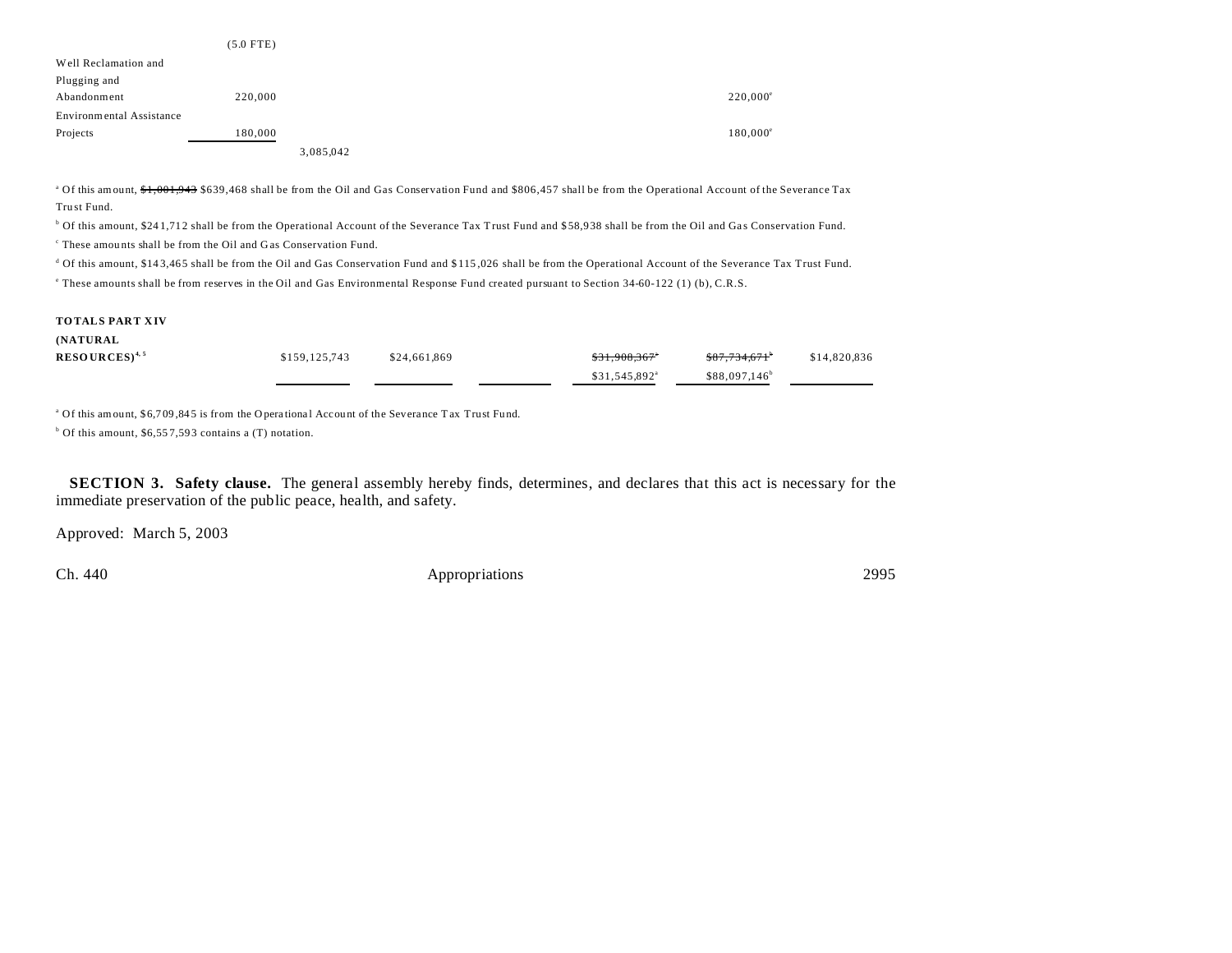| | | | | | | |
|---|---|---|---|---|---|---|
| | (5.0 FTE) | | | | | |
| Well Reclamation and Plugging and Abandonment | 220,000 | | | | 220,000[e] | |
| Environmental Assistance Projects | 180,000 | | | | 180,000[e] | |
| | | 3,085,042 | | | | |

[a] Of this amount, ~~$1,001,943~~ $639,468 shall be from the Oil and Gas Conservation Fund and $806,457 shall be from the Operational Account of the Severance Tax Trust Fund.

[b] Of this amount, $241,712 shall be from the Operational Account of the Severance Tax Trust Fund and $58,938 shall be from the Oil and Gas Conservation Fund.

[c] These amounts shall be from the Oil and Gas Conservation Fund.

[d] Of this amount, $143,465 shall be from the Oil and Gas Conservation Fund and $115,026 shall be from the Operational Account of the Severance Tax Trust Fund.

[e] These amounts shall be from reserves in the Oil and Gas Environmental Response Fund created pursuant to Section 34-60-122 (1) (b), C.R.S.

| | | | | | | |
|---|---|---|---|---|---|---|
| **TOTALS PART XIV (NATURAL RESOURCES)**[4, 5] | $159,125,743 | $24,661,869 | | ~~$31,908,367~~[a] $31,545,892[a] | ~~$87,734,671~~[b] $88,097,146[b] | $14,820,836 |

[a] Of this amount, $6,709,845 is from the Operational Account of the Severance Tax Trust Fund.

[b] Of this amount, $6,557,593 contains a (T) notation.

**SECTION 3. Safety clause.** The general assembly hereby finds, determines, and declares that this act is necessary for the immediate preservation of the public peace, health, and safety.

Approved: March 5, 2003